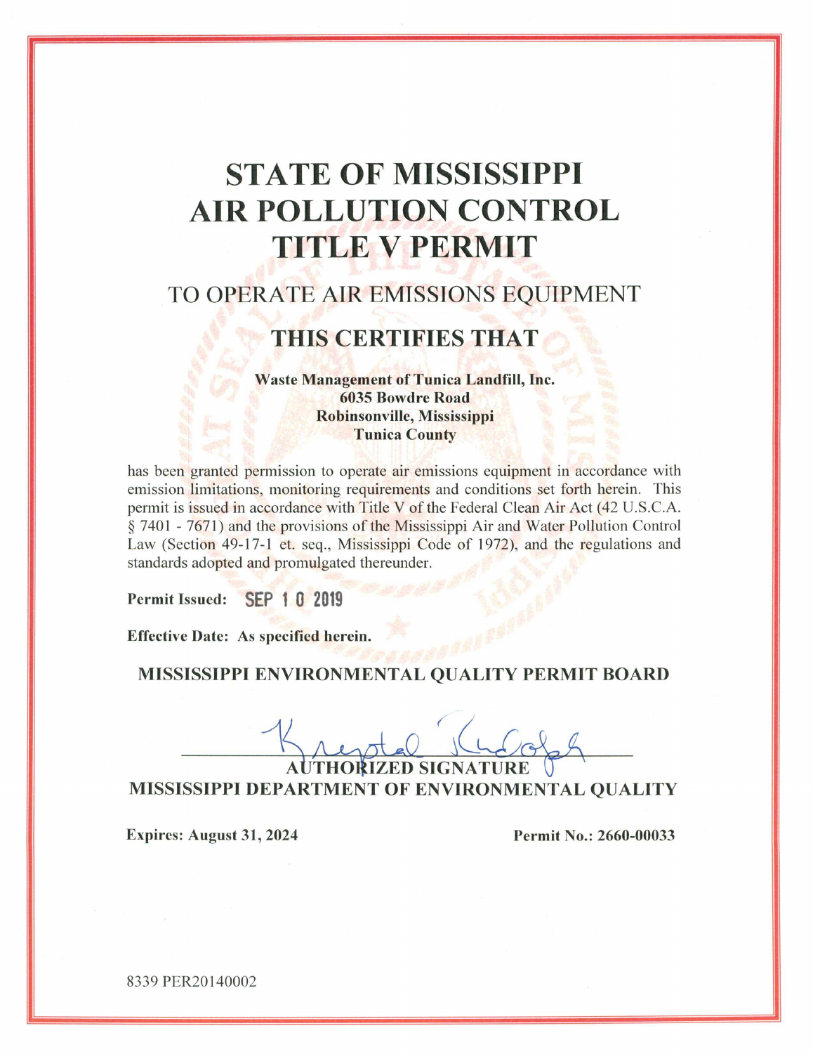# STATE OF MISSISSIPPI AIR POLLUTION CONTROL TITLE V PERMIT

## TO OPERATE AIR EMISSIONS EQUIPMENT

## THIS CERTIFIES THAT

**Waste Management of Tunica Landfill, Inc.**
**6035 Bowdre Road**
**Robinsonville, Mississippi**
**Tunica County**

has been granted permission to operate air emissions equipment in accordance with emission limitations, monitoring requirements and conditions set forth herein. This permit is issued in accordance with Title V of the Federal Clean Air Act (42 U.S.C.A. § 7401 - 7671) and the provisions of the Mississippi Air and Water Pollution Control Law (Section 49-17-1 et. seq., Mississippi Code of 1972), and the regulations and standards adopted and promulgated thereunder.

**Permit Issued:** SEP 10 2019

**Effective Date: As specified herein.**

**MISSISSIPPI ENVIRONMENTAL QUALITY PERMIT BOARD**

**AUTHORIZED SIGNATURE**
**MISSISSIPPI DEPARTMENT OF ENVIRONMENTAL QUALITY**

**Expires: August 31, 2024**

**Permit No.: 2660-00033**

8339 PER20140002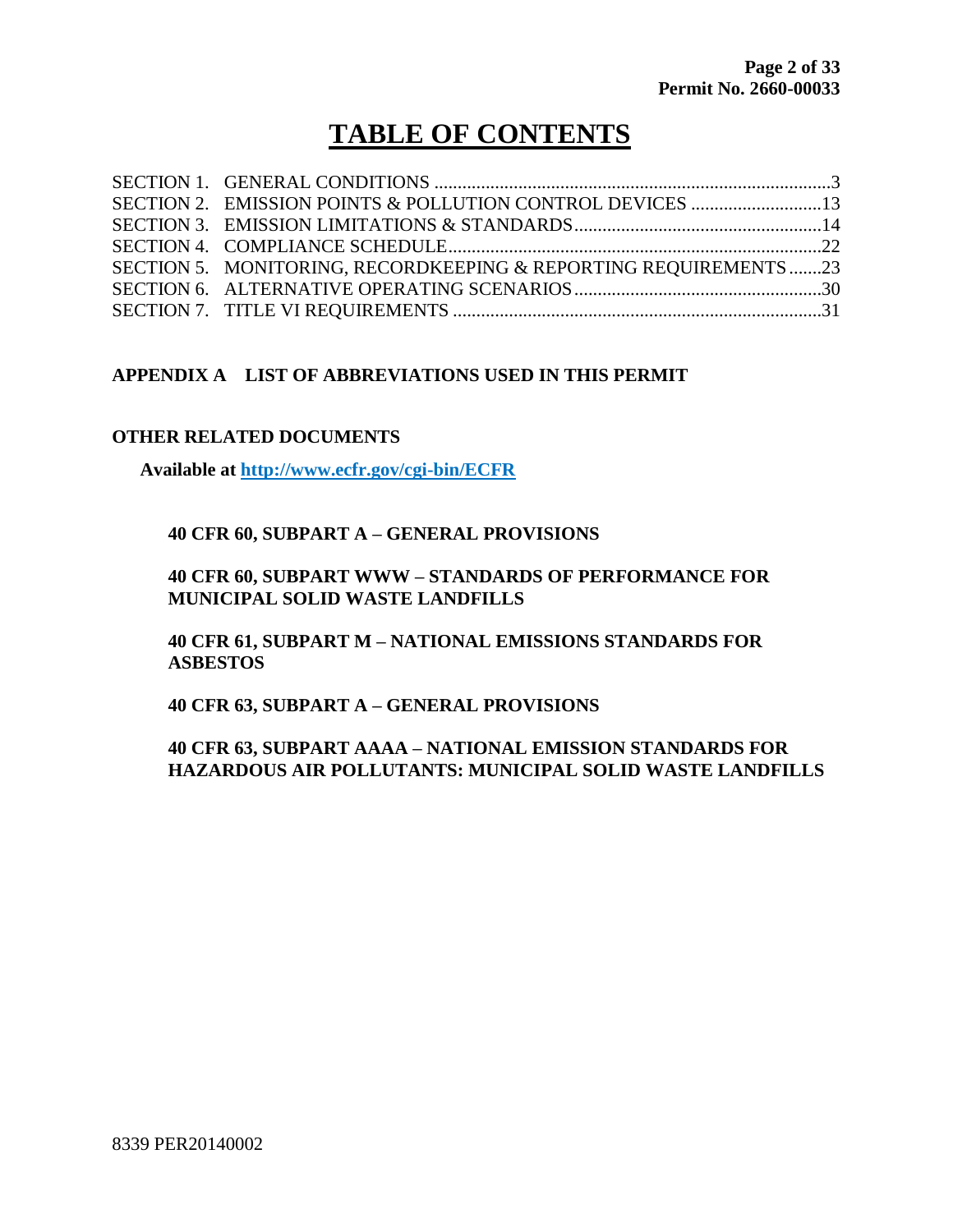# TABLE OF CONTENTS

SECTION 1. GENERAL CONDITIONS ....................................................................................3
SECTION 2. EMISSION POINTS & POLLUTION CONTROL DEVICES ............................13
SECTION 3. EMISSION LIMITATIONS & STANDARDS.....................................................14
SECTION 4. COMPLIANCE SCHEDULE................................................................................22
SECTION 5. MONITORING, RECORDKEEPING & REPORTING REQUIREMENTS.......23
SECTION 6. ALTERNATIVE OPERATING SCENARIOS.....................................................30
SECTION 7. TITLE VI REQUIREMENTS ..............................................................................31

**APPENDIX A LIST OF ABBREVIATIONS USED IN THIS PERMIT**

**OTHER RELATED DOCUMENTS**

**Available at http://www.ecfr.gov/cgi-bin/ECFR**

**40 CFR 60, SUBPART A – GENERAL PROVISIONS**

**40 CFR 60, SUBPART WWW – STANDARDS OF PERFORMANCE FOR MUNICIPAL SOLID WASTE LANDFILLS**

**40 CFR 61, SUBPART M – NATIONAL EMISSIONS STANDARDS FOR ASBESTOS**

**40 CFR 63, SUBPART A – GENERAL PROVISIONS**

**40 CFR 63, SUBPART AAAA – NATIONAL EMISSION STANDARDS FOR HAZARDOUS AIR POLLUTANTS: MUNICIPAL SOLID WASTE LANDFILLS**

8339 PER20140002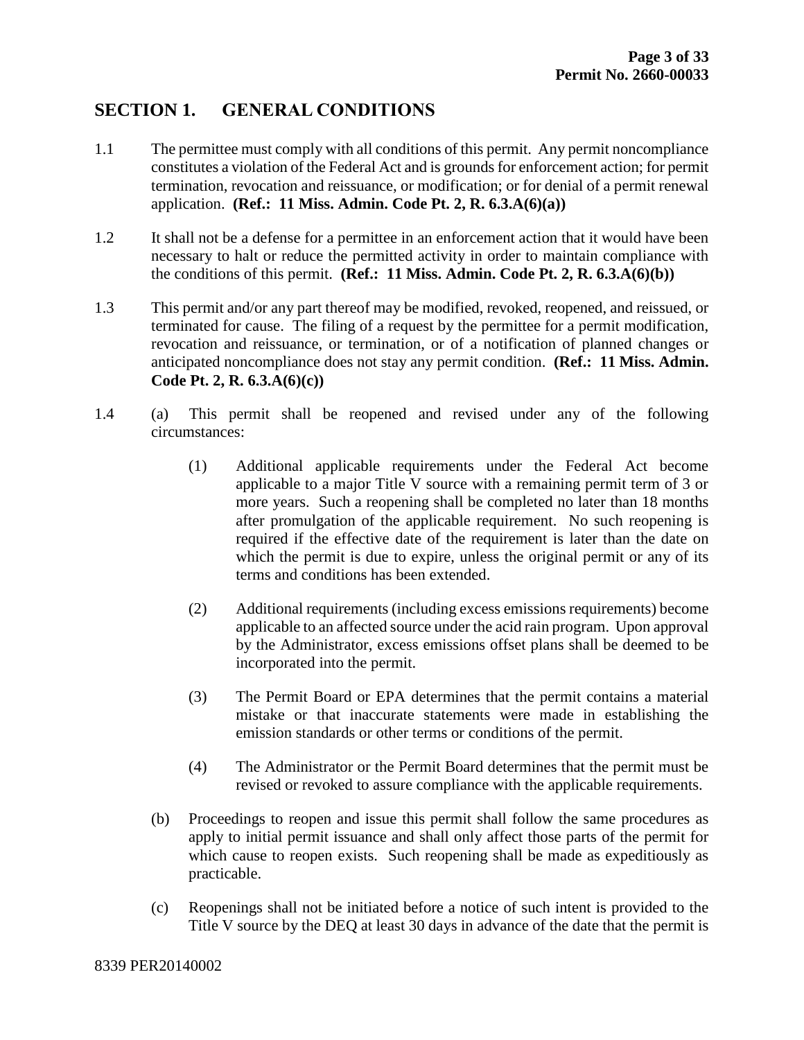## SECTION 1. GENERAL CONDITIONS

1.1 The permittee must comply with all conditions of this permit. Any permit noncompliance constitutes a violation of the Federal Act and is grounds for enforcement action; for permit termination, revocation and reissuance, or modification; or for denial of a permit renewal application. **(Ref.: 11 Miss. Admin. Code Pt. 2, R. 6.3.A(6)(a))**

1.2 It shall not be a defense for a permittee in an enforcement action that it would have been necessary to halt or reduce the permitted activity in order to maintain compliance with the conditions of this permit. **(Ref.: 11 Miss. Admin. Code Pt. 2, R. 6.3.A(6)(b))**

1.3 This permit and/or any part thereof may be modified, revoked, reopened, and reissued, or terminated for cause. The filing of a request by the permittee for a permit modification, revocation and reissuance, or termination, or of a notification of planned changes or anticipated noncompliance does not stay any permit condition. **(Ref.: 11 Miss. Admin. Code Pt. 2, R. 6.3.A(6)(c))**

1.4 (a) This permit shall be reopened and revised under any of the following circumstances:

(1) Additional applicable requirements under the Federal Act become applicable to a major Title V source with a remaining permit term of 3 or more years. Such a reopening shall be completed no later than 18 months after promulgation of the applicable requirement. No such reopening is required if the effective date of the requirement is later than the date on which the permit is due to expire, unless the original permit or any of its terms and conditions has been extended.

(2) Additional requirements (including excess emissions requirements) become applicable to an affected source under the acid rain program. Upon approval by the Administrator, excess emissions offset plans shall be deemed to be incorporated into the permit.

(3) The Permit Board or EPA determines that the permit contains a material mistake or that inaccurate statements were made in establishing the emission standards or other terms or conditions of the permit.

(4) The Administrator or the Permit Board determines that the permit must be revised or revoked to assure compliance with the applicable requirements.

(b) Proceedings to reopen and issue this permit shall follow the same procedures as apply to initial permit issuance and shall only affect those parts of the permit for which cause to reopen exists. Such reopening shall be made as expeditiously as practicable.

(c) Reopenings shall not be initiated before a notice of such intent is provided to the Title V source by the DEQ at least 30 days in advance of the date that the permit is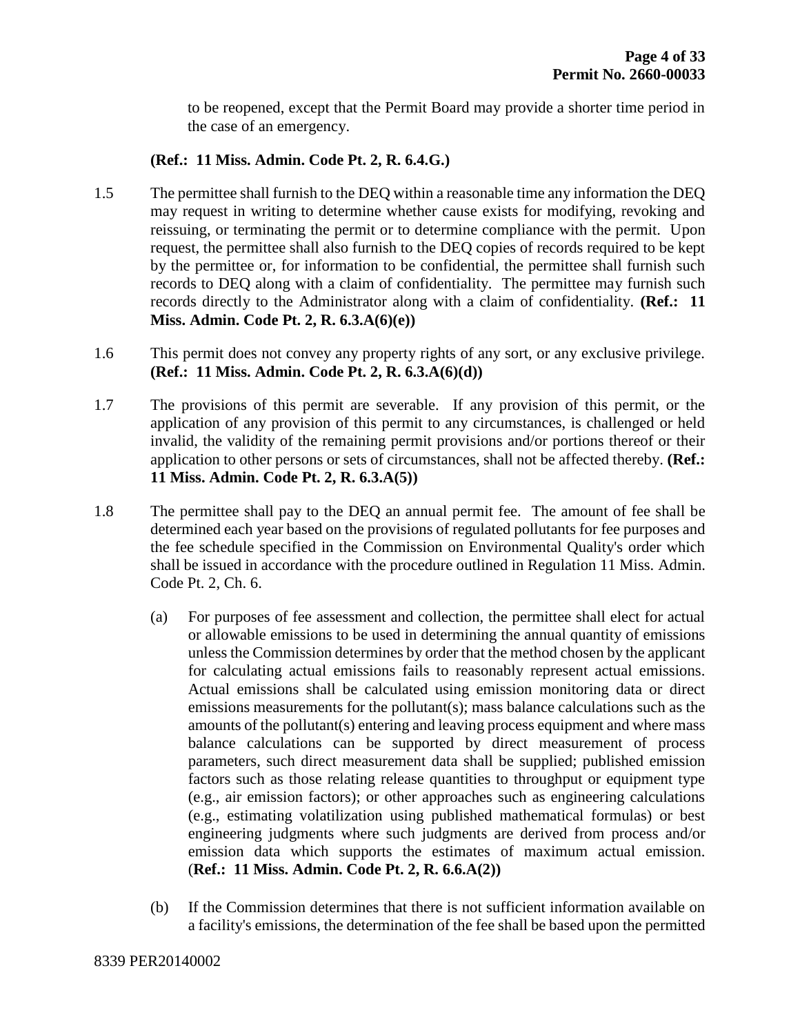to be reopened, except that the Permit Board may provide a shorter time period in the case of an emergency.

**(Ref.: 11 Miss. Admin. Code Pt. 2, R. 6.4.G.)**

1.5 The permittee shall furnish to the DEQ within a reasonable time any information the DEQ may request in writing to determine whether cause exists for modifying, revoking and reissuing, or terminating the permit or to determine compliance with the permit. Upon request, the permittee shall also furnish to the DEQ copies of records required to be kept by the permittee or, for information to be confidential, the permittee shall furnish such records to DEQ along with a claim of confidentiality. The permittee may furnish such records directly to the Administrator along with a claim of confidentiality. **(Ref.: 11 Miss. Admin. Code Pt. 2, R. 6.3.A(6)(e))**

1.6 This permit does not convey any property rights of any sort, or any exclusive privilege. **(Ref.: 11 Miss. Admin. Code Pt. 2, R. 6.3.A(6)(d))**

1.7 The provisions of this permit are severable. If any provision of this permit, or the application of any provision of this permit to any circumstances, is challenged or held invalid, the validity of the remaining permit provisions and/or portions thereof or their application to other persons or sets of circumstances, shall not be affected thereby. **(Ref.: 11 Miss. Admin. Code Pt. 2, R. 6.3.A(5))**

1.8 The permittee shall pay to the DEQ an annual permit fee. The amount of fee shall be determined each year based on the provisions of regulated pollutants for fee purposes and the fee schedule specified in the Commission on Environmental Quality's order which shall be issued in accordance with the procedure outlined in Regulation 11 Miss. Admin. Code Pt. 2, Ch. 6.

(a) For purposes of fee assessment and collection, the permittee shall elect for actual or allowable emissions to be used in determining the annual quantity of emissions unless the Commission determines by order that the method chosen by the applicant for calculating actual emissions fails to reasonably represent actual emissions. Actual emissions shall be calculated using emission monitoring data or direct emissions measurements for the pollutant(s); mass balance calculations such as the amounts of the pollutant(s) entering and leaving process equipment and where mass balance calculations can be supported by direct measurement of process parameters, such direct measurement data shall be supplied; published emission factors such as those relating release quantities to throughput or equipment type (e.g., air emission factors); or other approaches such as engineering calculations (e.g., estimating volatilization using published mathematical formulas) or best engineering judgments where such judgments are derived from process and/or emission data which supports the estimates of maximum actual emission. (**Ref.: 11 Miss. Admin. Code Pt. 2, R. 6.6.A(2))**

(b) If the Commission determines that there is not sufficient information available on a facility's emissions, the determination of the fee shall be based upon the permitted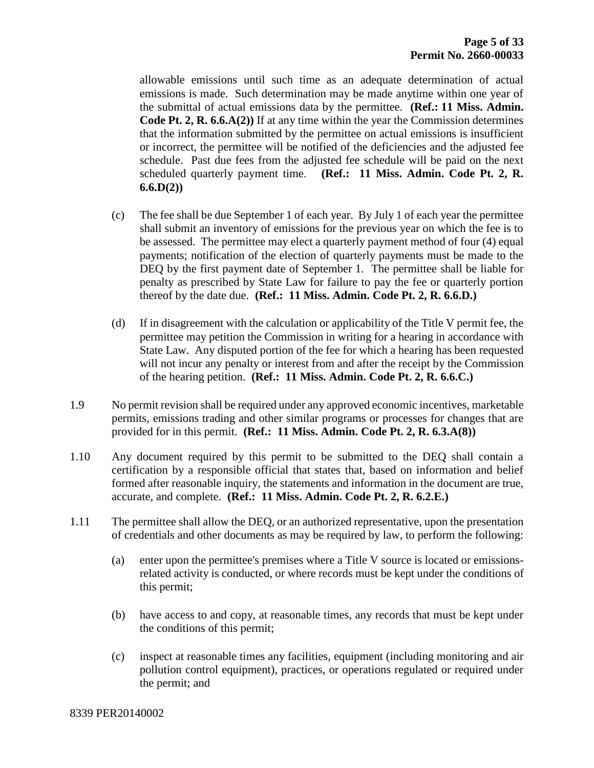allowable emissions until such time as an adequate determination of actual emissions is made. Such determination may be made anytime within one year of the submittal of actual emissions data by the permittee. **(Ref.: 11 Miss. Admin. Code Pt. 2, R. 6.6.A(2))** If at any time within the year the Commission determines that the information submitted by the permittee on actual emissions is insufficient or incorrect, the permittee will be notified of the deficiencies and the adjusted fee schedule. Past due fees from the adjusted fee schedule will be paid on the next scheduled quarterly payment time. **(Ref.: 11 Miss. Admin. Code Pt. 2, R. 6.6.D(2))**

(c) The fee shall be due September 1 of each year. By July 1 of each year the permittee shall submit an inventory of emissions for the previous year on which the fee is to be assessed. The permittee may elect a quarterly payment method of four (4) equal payments; notification of the election of quarterly payments must be made to the DEQ by the first payment date of September 1. The permittee shall be liable for penalty as prescribed by State Law for failure to pay the fee or quarterly portion thereof by the date due. **(Ref.: 11 Miss. Admin. Code Pt. 2, R. 6.6.D.)**

(d) If in disagreement with the calculation or applicability of the Title V permit fee, the permittee may petition the Commission in writing for a hearing in accordance with State Law. Any disputed portion of the fee for which a hearing has been requested will not incur any penalty or interest from and after the receipt by the Commission of the hearing petition. **(Ref.: 11 Miss. Admin. Code Pt. 2, R. 6.6.C.)**

1.9 No permit revision shall be required under any approved economic incentives, marketable permits, emissions trading and other similar programs or processes for changes that are provided for in this permit. **(Ref.: 11 Miss. Admin. Code Pt. 2, R. 6.3.A(8))**

1.10 Any document required by this permit to be submitted to the DEQ shall contain a certification by a responsible official that states that, based on information and belief formed after reasonable inquiry, the statements and information in the document are true, accurate, and complete. **(Ref.: 11 Miss. Admin. Code Pt. 2, R. 6.2.E.)**

1.11 The permittee shall allow the DEQ, or an authorized representative, upon the presentation of credentials and other documents as may be required by law, to perform the following:

(a) enter upon the permittee's premises where a Title V source is located or emissions-related activity is conducted, or where records must be kept under the conditions of this permit;

(b) have access to and copy, at reasonable times, any records that must be kept under the conditions of this permit;

(c) inspect at reasonable times any facilities, equipment (including monitoring and air pollution control equipment), practices, or operations regulated or required under the permit; and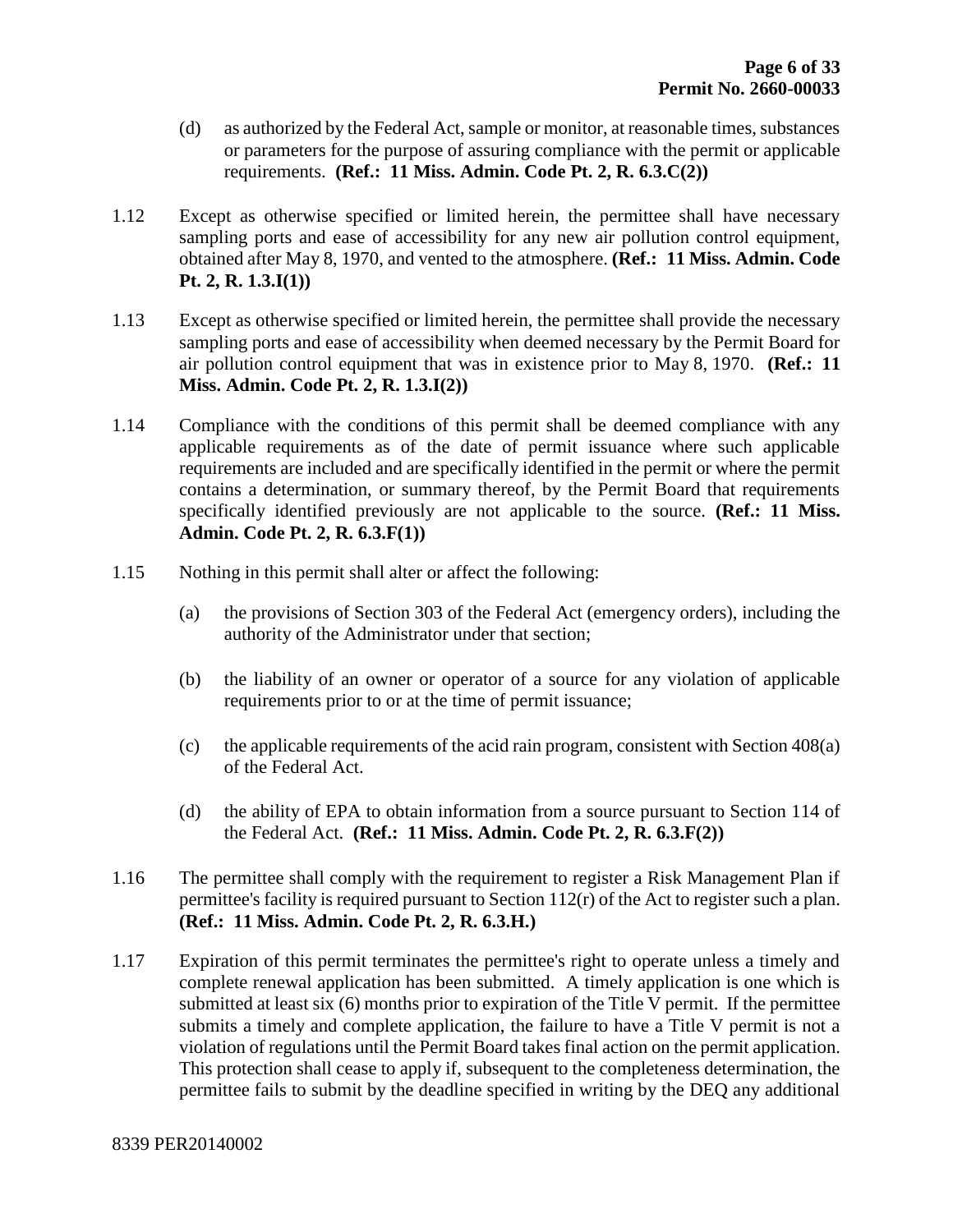(d) as authorized by the Federal Act, sample or monitor, at reasonable times, substances or parameters for the purpose of assuring compliance with the permit or applicable requirements. **(Ref.: 11 Miss. Admin. Code Pt. 2, R. 6.3.C(2))**

1.12 Except as otherwise specified or limited herein, the permittee shall have necessary sampling ports and ease of accessibility for any new air pollution control equipment, obtained after May 8, 1970, and vented to the atmosphere. **(Ref.: 11 Miss. Admin. Code Pt. 2, R. 1.3.I(1))**

1.13 Except as otherwise specified or limited herein, the permittee shall provide the necessary sampling ports and ease of accessibility when deemed necessary by the Permit Board for air pollution control equipment that was in existence prior to May 8, 1970. **(Ref.: 11 Miss. Admin. Code Pt. 2, R. 1.3.I(2))**

1.14 Compliance with the conditions of this permit shall be deemed compliance with any applicable requirements as of the date of permit issuance where such applicable requirements are included and are specifically identified in the permit or where the permit contains a determination, or summary thereof, by the Permit Board that requirements specifically identified previously are not applicable to the source. **(Ref.: 11 Miss. Admin. Code Pt. 2, R. 6.3.F(1))**

1.15 Nothing in this permit shall alter or affect the following:

(a) the provisions of Section 303 of the Federal Act (emergency orders), including the authority of the Administrator under that section;

(b) the liability of an owner or operator of a source for any violation of applicable requirements prior to or at the time of permit issuance;

(c) the applicable requirements of the acid rain program, consistent with Section 408(a) of the Federal Act.

(d) the ability of EPA to obtain information from a source pursuant to Section 114 of the Federal Act. **(Ref.: 11 Miss. Admin. Code Pt. 2, R. 6.3.F(2))**

1.16 The permittee shall comply with the requirement to register a Risk Management Plan if permittee's facility is required pursuant to Section 112(r) of the Act to register such a plan. **(Ref.: 11 Miss. Admin. Code Pt. 2, R. 6.3.H.)**

1.17 Expiration of this permit terminates the permittee's right to operate unless a timely and complete renewal application has been submitted. A timely application is one which is submitted at least six (6) months prior to expiration of the Title V permit. If the permittee submits a timely and complete application, the failure to have a Title V permit is not a violation of regulations until the Permit Board takes final action on the permit application. This protection shall cease to apply if, subsequent to the completeness determination, the permittee fails to submit by the deadline specified in writing by the DEQ any additional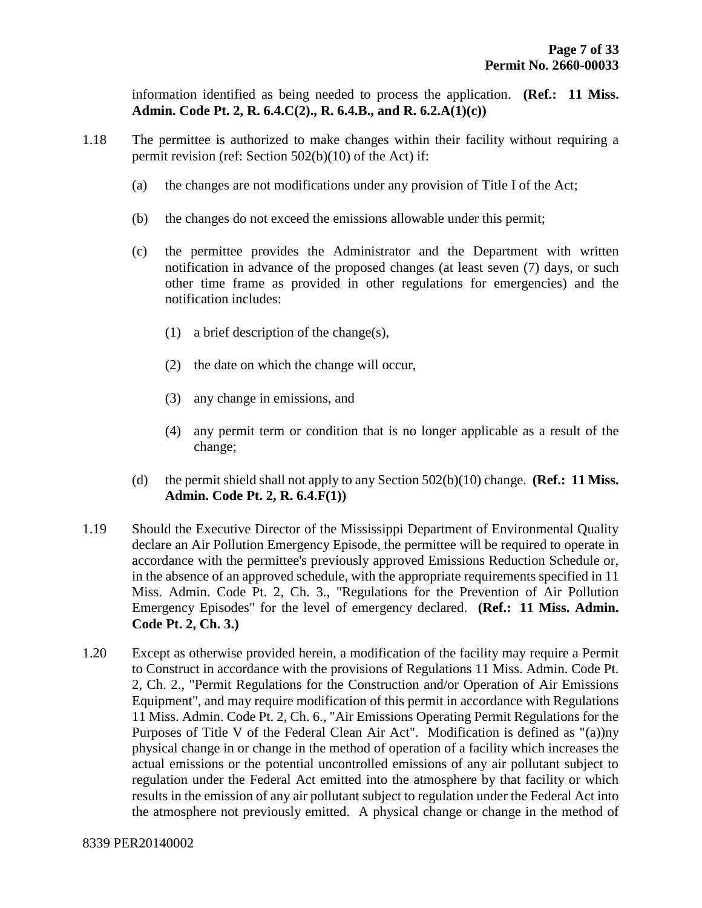information identified as being needed to process the application. **(Ref.: 11 Miss. Admin. Code Pt. 2, R. 6.4.C(2)., R. 6.4.B., and R. 6.2.A(1)(c))**

1.18 The permittee is authorized to make changes within their facility without requiring a permit revision (ref: Section 502(b)(10) of the Act) if:

   (a) the changes are not modifications under any provision of Title I of the Act;

   (b) the changes do not exceed the emissions allowable under this permit;

   (c) the permittee provides the Administrator and the Department with written notification in advance of the proposed changes (at least seven (7) days, or such other time frame as provided in other regulations for emergencies) and the notification includes:

      (1) a brief description of the change(s),

      (2) the date on which the change will occur,

      (3) any change in emissions, and

      (4) any permit term or condition that is no longer applicable as a result of the change;

   (d) the permit shield shall not apply to any Section 502(b)(10) change. **(Ref.: 11 Miss. Admin. Code Pt. 2, R. 6.4.F(1))**

1.19 Should the Executive Director of the Mississippi Department of Environmental Quality declare an Air Pollution Emergency Episode, the permittee will be required to operate in accordance with the permittee's previously approved Emissions Reduction Schedule or, in the absence of an approved schedule, with the appropriate requirements specified in 11 Miss. Admin. Code Pt. 2, Ch. 3., "Regulations for the Prevention of Air Pollution Emergency Episodes" for the level of emergency declared. **(Ref.: 11 Miss. Admin. Code Pt. 2, Ch. 3.)**

1.20 Except as otherwise provided herein, a modification of the facility may require a Permit to Construct in accordance with the provisions of Regulations 11 Miss. Admin. Code Pt. 2, Ch. 2., "Permit Regulations for the Construction and/or Operation of Air Emissions Equipment", and may require modification of this permit in accordance with Regulations 11 Miss. Admin. Code Pt. 2, Ch. 6., "Air Emissions Operating Permit Regulations for the Purposes of Title V of the Federal Clean Air Act". Modification is defined as "(a))ny physical change in or change in the method of operation of a facility which increases the actual emissions or the potential uncontrolled emissions of any air pollutant subject to regulation under the Federal Act emitted into the atmosphere by that facility or which results in the emission of any air pollutant subject to regulation under the Federal Act into the atmosphere not previously emitted. A physical change or change in the method of

8339 PER20140002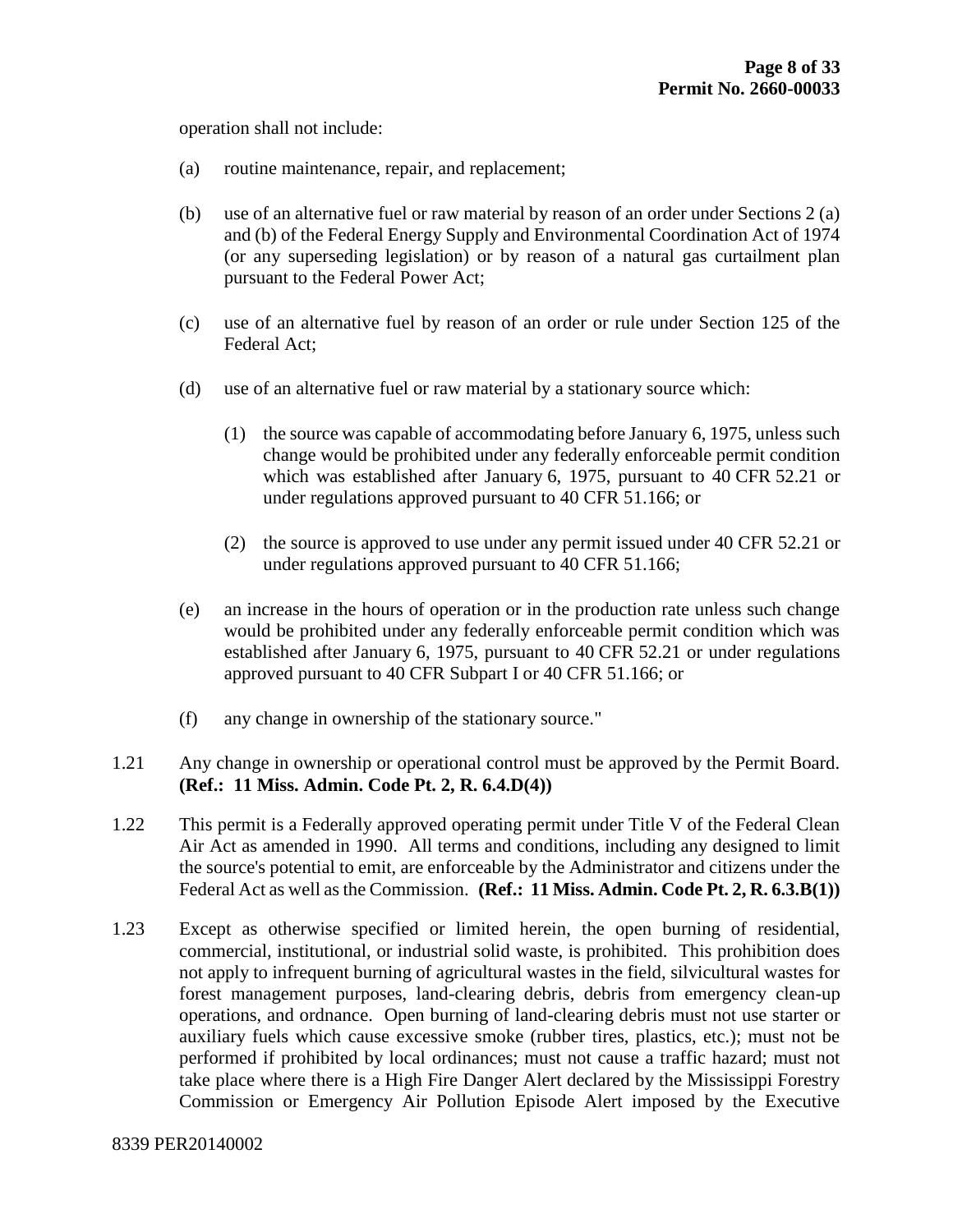operation shall not include:

(a) routine maintenance, repair, and replacement;

(b) use of an alternative fuel or raw material by reason of an order under Sections 2 (a) and (b) of the Federal Energy Supply and Environmental Coordination Act of 1974 (or any superseding legislation) or by reason of a natural gas curtailment plan pursuant to the Federal Power Act;

(c) use of an alternative fuel by reason of an order or rule under Section 125 of the Federal Act;

(d) use of an alternative fuel or raw material by a stationary source which:

(1) the source was capable of accommodating before January 6, 1975, unless such change would be prohibited under any federally enforceable permit condition which was established after January 6, 1975, pursuant to 40 CFR 52.21 or under regulations approved pursuant to 40 CFR 51.166; or

(2) the source is approved to use under any permit issued under 40 CFR 52.21 or under regulations approved pursuant to 40 CFR 51.166;

(e) an increase in the hours of operation or in the production rate unless such change would be prohibited under any federally enforceable permit condition which was established after January 6, 1975, pursuant to 40 CFR 52.21 or under regulations approved pursuant to 40 CFR Subpart I or 40 CFR 51.166; or

(f) any change in ownership of the stationary source."

1.21 Any change in ownership or operational control must be approved by the Permit Board. **(Ref.: 11 Miss. Admin. Code Pt. 2, R. 6.4.D(4))**

1.22 This permit is a Federally approved operating permit under Title V of the Federal Clean Air Act as amended in 1990. All terms and conditions, including any designed to limit the source's potential to emit, are enforceable by the Administrator and citizens under the Federal Act as well as the Commission. **(Ref.: 11 Miss. Admin. Code Pt. 2, R. 6.3.B(1))**

1.23 Except as otherwise specified or limited herein, the open burning of residential, commercial, institutional, or industrial solid waste, is prohibited. This prohibition does not apply to infrequent burning of agricultural wastes in the field, silvicultural wastes for forest management purposes, land-clearing debris, debris from emergency clean-up operations, and ordnance. Open burning of land-clearing debris must not use starter or auxiliary fuels which cause excessive smoke (rubber tires, plastics, etc.); must not be performed if prohibited by local ordinances; must not cause a traffic hazard; must not take place where there is a High Fire Danger Alert declared by the Mississippi Forestry Commission or Emergency Air Pollution Episode Alert imposed by the Executive

8339 PER20140002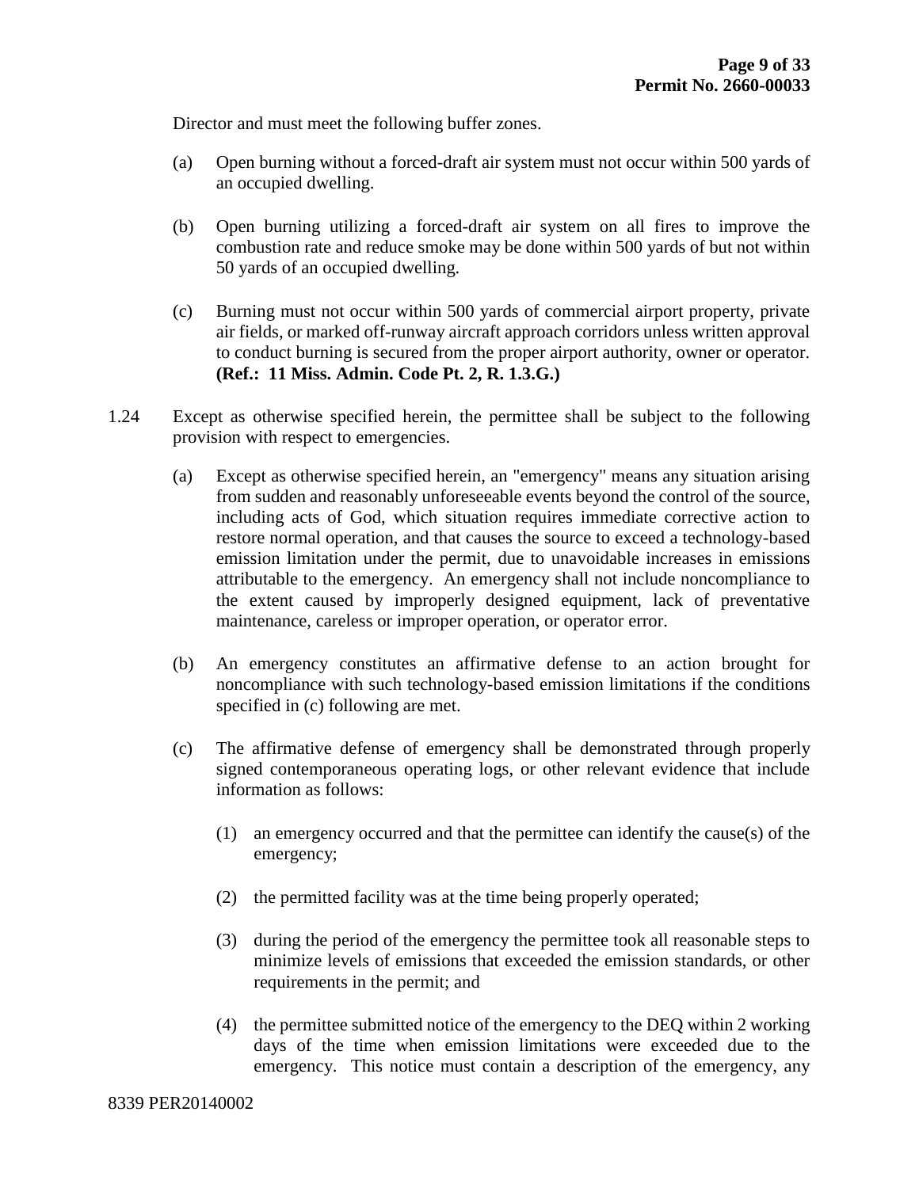Director and must meet the following buffer zones.

(a) Open burning without a forced-draft air system must not occur within 500 yards of an occupied dwelling.

(b) Open burning utilizing a forced-draft air system on all fires to improve the combustion rate and reduce smoke may be done within 500 yards of but not within 50 yards of an occupied dwelling.

(c) Burning must not occur within 500 yards of commercial airport property, private air fields, or marked off-runway aircraft approach corridors unless written approval to conduct burning is secured from the proper airport authority, owner or operator. **(Ref.: 11 Miss. Admin. Code Pt. 2, R. 1.3.G.)**

1.24 Except as otherwise specified herein, the permittee shall be subject to the following provision with respect to emergencies.

(a) Except as otherwise specified herein, an "emergency" means any situation arising from sudden and reasonably unforeseeable events beyond the control of the source, including acts of God, which situation requires immediate corrective action to restore normal operation, and that causes the source to exceed a technology-based emission limitation under the permit, due to unavoidable increases in emissions attributable to the emergency. An emergency shall not include noncompliance to the extent caused by improperly designed equipment, lack of preventative maintenance, careless or improper operation, or operator error.

(b) An emergency constitutes an affirmative defense to an action brought for noncompliance with such technology-based emission limitations if the conditions specified in (c) following are met.

(c) The affirmative defense of emergency shall be demonstrated through properly signed contemporaneous operating logs, or other relevant evidence that include information as follows:

(1) an emergency occurred and that the permittee can identify the cause(s) of the emergency;

(2) the permitted facility was at the time being properly operated;

(3) during the period of the emergency the permittee took all reasonable steps to minimize levels of emissions that exceeded the emission standards, or other requirements in the permit; and

(4) the permittee submitted notice of the emergency to the DEQ within 2 working days of the time when emission limitations were exceeded due to the emergency. This notice must contain a description of the emergency, any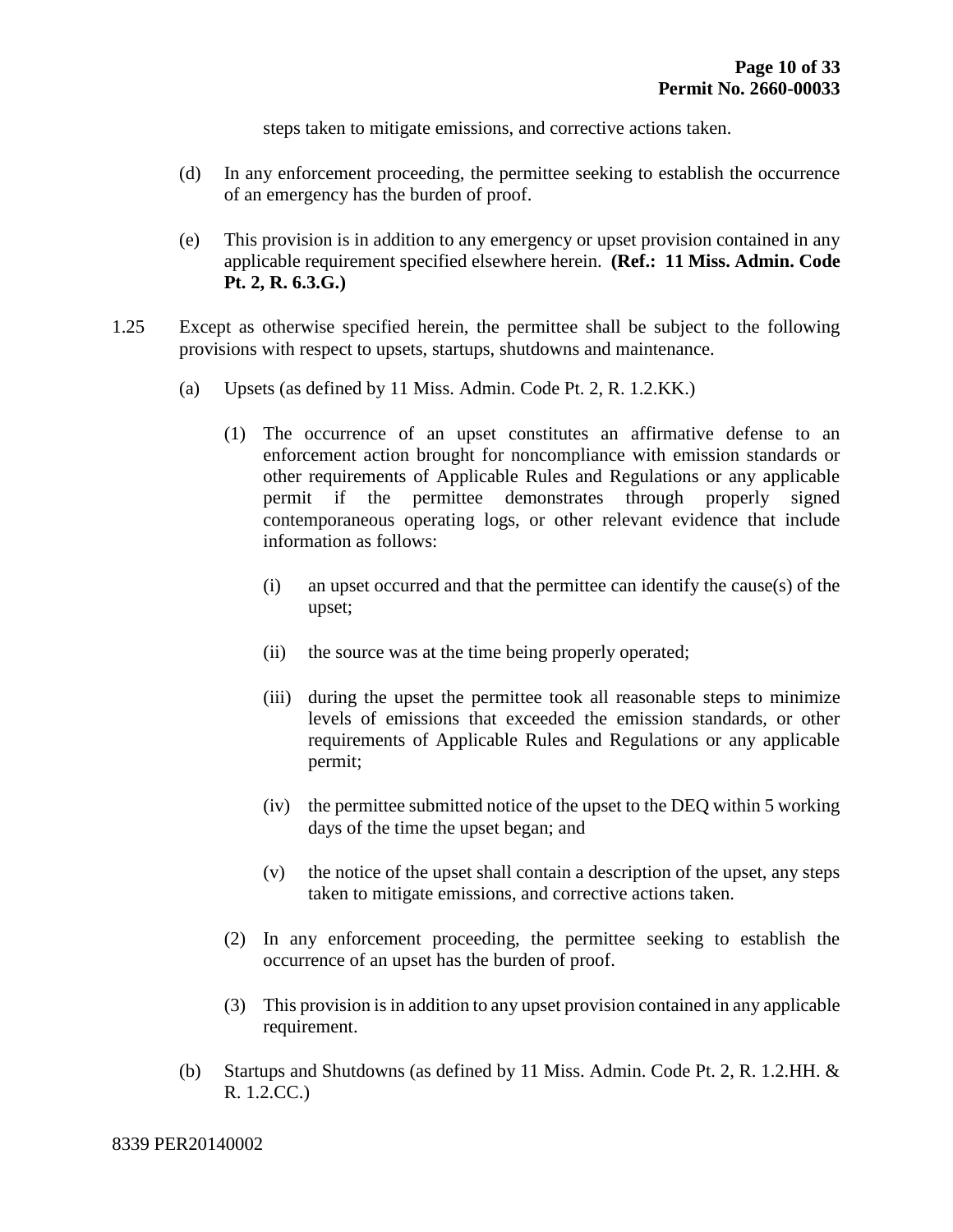steps taken to mitigate emissions, and corrective actions taken.

(d) In any enforcement proceeding, the permittee seeking to establish the occurrence of an emergency has the burden of proof.

(e) This provision is in addition to any emergency or upset provision contained in any applicable requirement specified elsewhere herein. **(Ref.: 11 Miss. Admin. Code Pt. 2, R. 6.3.G.)**

1.25 Except as otherwise specified herein, the permittee shall be subject to the following provisions with respect to upsets, startups, shutdowns and maintenance.

(a) Upsets (as defined by 11 Miss. Admin. Code Pt. 2, R. 1.2.KK.)

(1) The occurrence of an upset constitutes an affirmative defense to an enforcement action brought for noncompliance with emission standards or other requirements of Applicable Rules and Regulations or any applicable permit if the permittee demonstrates through properly signed contemporaneous operating logs, or other relevant evidence that include information as follows:

(i) an upset occurred and that the permittee can identify the cause(s) of the upset;

(ii) the source was at the time being properly operated;

(iii) during the upset the permittee took all reasonable steps to minimize levels of emissions that exceeded the emission standards, or other requirements of Applicable Rules and Regulations or any applicable permit;

(iv) the permittee submitted notice of the upset to the DEQ within 5 working days of the time the upset began; and

(v) the notice of the upset shall contain a description of the upset, any steps taken to mitigate emissions, and corrective actions taken.

(2) In any enforcement proceeding, the permittee seeking to establish the occurrence of an upset has the burden of proof.

(3) This provision is in addition to any upset provision contained in any applicable requirement.

(b) Startups and Shutdowns (as defined by 11 Miss. Admin. Code Pt. 2, R. 1.2.HH. & R. 1.2.CC.)

8339 PER20140002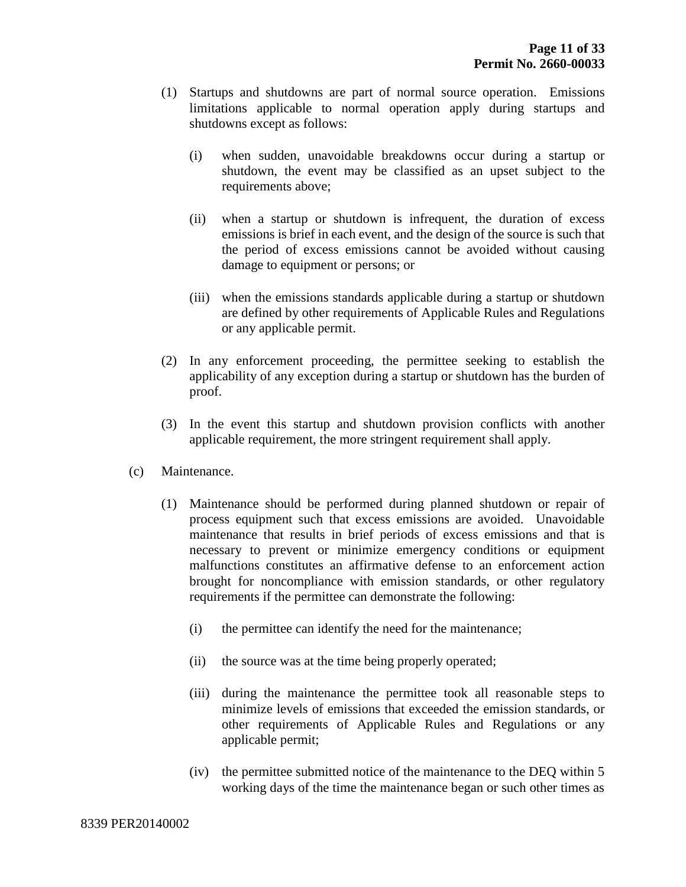(1) Startups and shutdowns are part of normal source operation. Emissions limitations applicable to normal operation apply during startups and shutdowns except as follows:

   (i) when sudden, unavoidable breakdowns occur during a startup or shutdown, the event may be classified as an upset subject to the requirements above;

   (ii) when a startup or shutdown is infrequent, the duration of excess emissions is brief in each event, and the design of the source is such that the period of excess emissions cannot be avoided without causing damage to equipment or persons; or

   (iii) when the emissions standards applicable during a startup or shutdown are defined by other requirements of Applicable Rules and Regulations or any applicable permit.

(2) In any enforcement proceeding, the permittee seeking to establish the applicability of any exception during a startup or shutdown has the burden of proof.

(3) In the event this startup and shutdown provision conflicts with another applicable requirement, the more stringent requirement shall apply.

(c) Maintenance.

(1) Maintenance should be performed during planned shutdown or repair of process equipment such that excess emissions are avoided. Unavoidable maintenance that results in brief periods of excess emissions and that is necessary to prevent or minimize emergency conditions or equipment malfunctions constitutes an affirmative defense to an enforcement action brought for noncompliance with emission standards, or other regulatory requirements if the permittee can demonstrate the following:

   (i) the permittee can identify the need for the maintenance;

   (ii) the source was at the time being properly operated;

   (iii) during the maintenance the permittee took all reasonable steps to minimize levels of emissions that exceeded the emission standards, or other requirements of Applicable Rules and Regulations or any applicable permit;

   (iv) the permittee submitted notice of the maintenance to the DEQ within 5 working days of the time the maintenance began or such other times as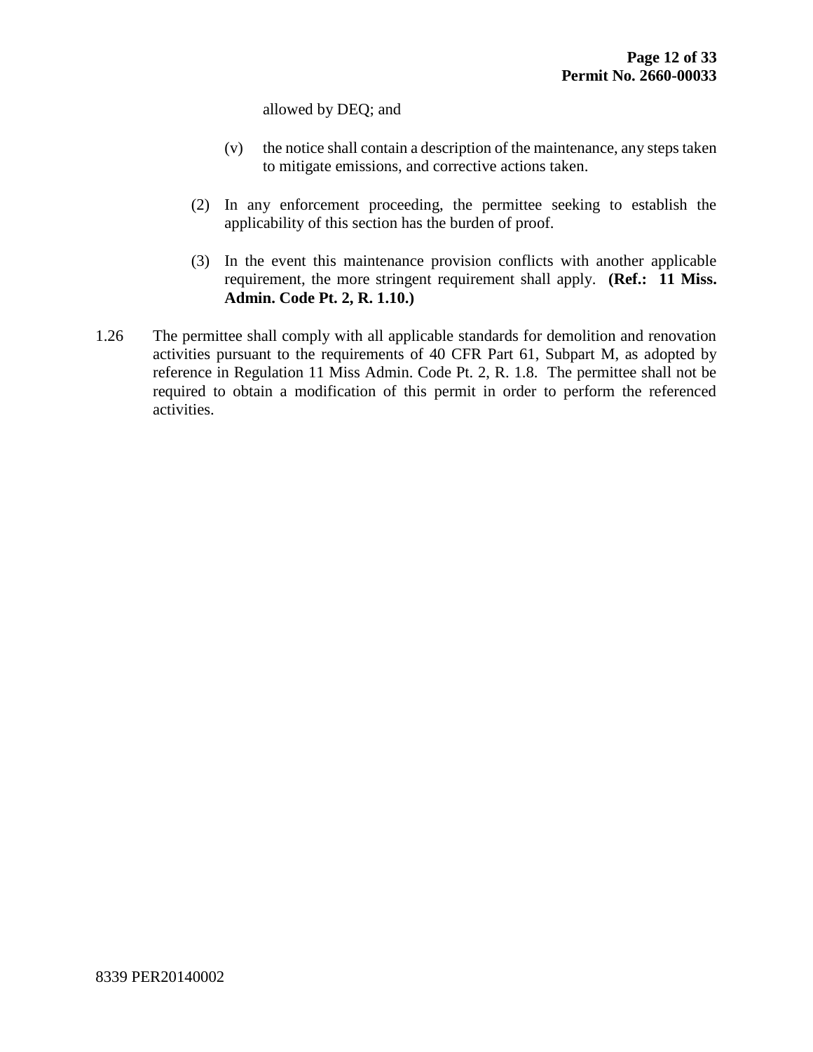allowed by DEQ; and

(v) the notice shall contain a description of the maintenance, any steps taken to mitigate emissions, and corrective actions taken.

(2) In any enforcement proceeding, the permittee seeking to establish the applicability of this section has the burden of proof.

(3) In the event this maintenance provision conflicts with another applicable requirement, the more stringent requirement shall apply. **(Ref.: 11 Miss. Admin. Code Pt. 2, R. 1.10.)**

1.26 The permittee shall comply with all applicable standards for demolition and renovation activities pursuant to the requirements of 40 CFR Part 61, Subpart M, as adopted by reference in Regulation 11 Miss Admin. Code Pt. 2, R. 1.8. The permittee shall not be required to obtain a modification of this permit in order to perform the referenced activities.

8339 PER20140002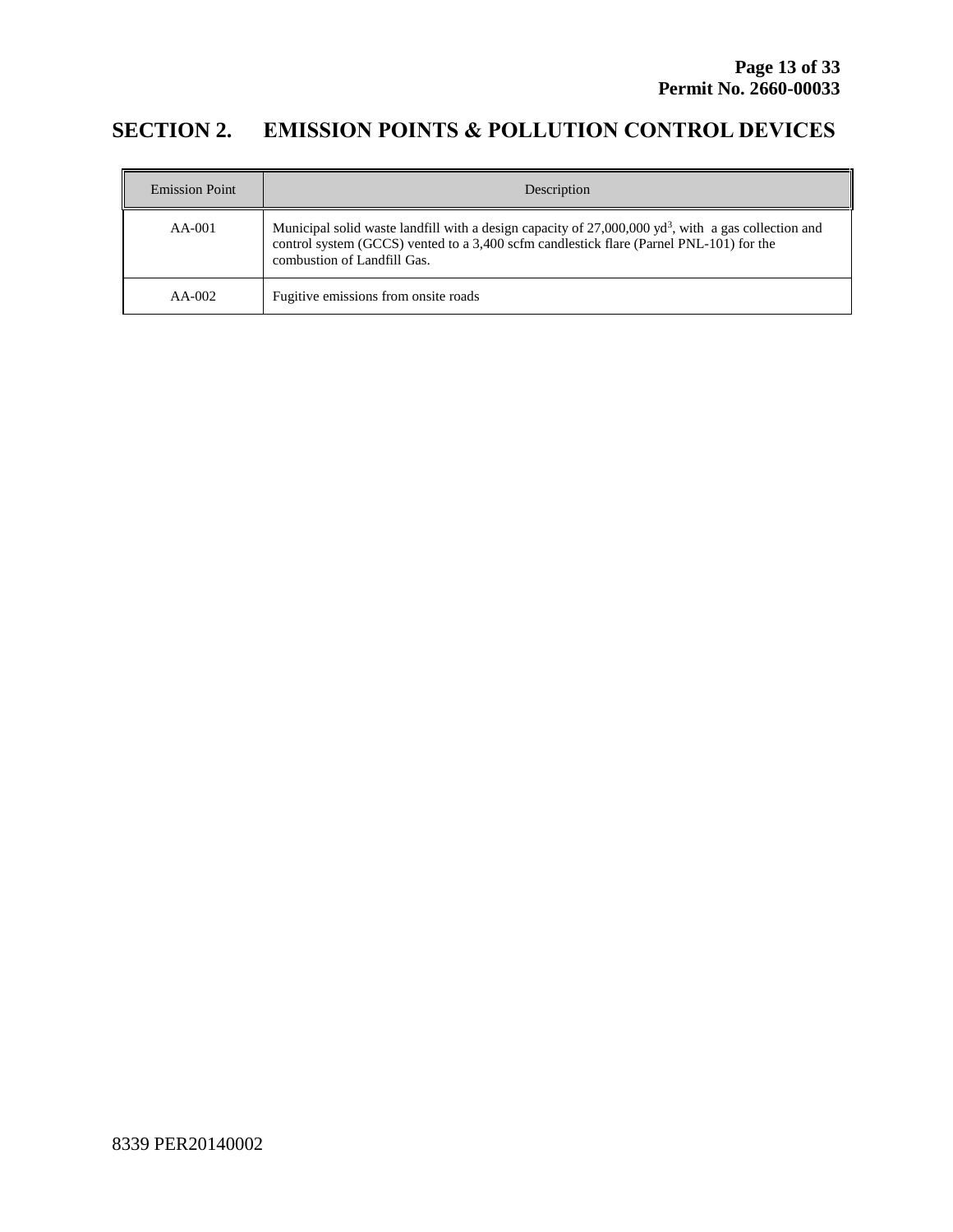# SECTION 2. EMISSION POINTS & POLLUTION CONTROL DEVICES

| Emission Point | Description |
| --- | --- |
| AA-001 | Municipal solid waste landfill with a design capacity of 27,000,000 $yd^3$, with a gas collection and control system (GCCS) vented to a 3,400 scfm candlestick flare (Parnel PNL-101) for the combustion of Landfill Gas. |
| AA-002 | Fugitive emissions from onsite roads |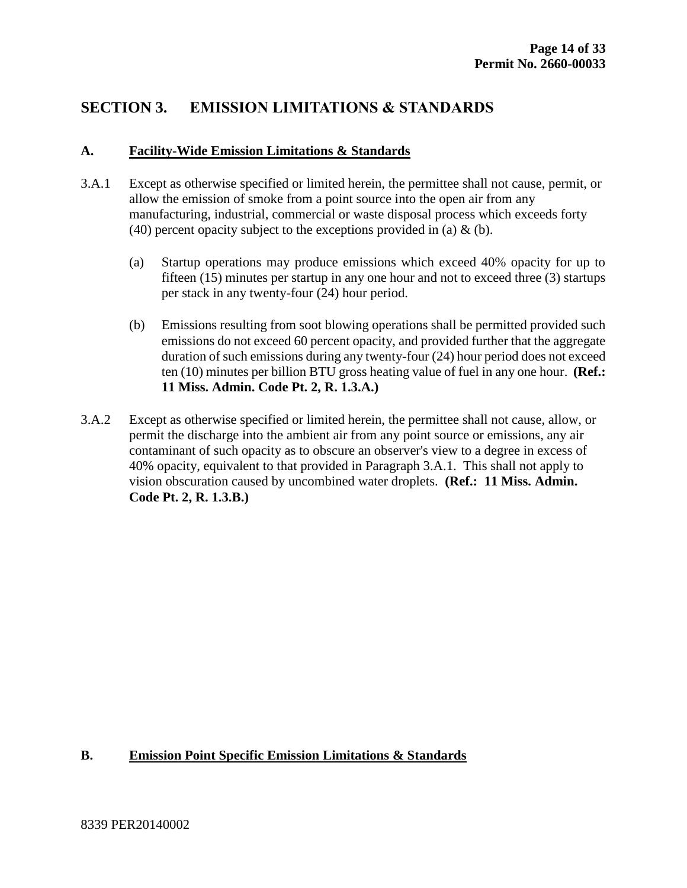## SECTION 3. EMISSION LIMITATIONS & STANDARDS

### A. Facility-Wide Emission Limitations & Standards

3.A.1 Except as otherwise specified or limited herein, the permittee shall not cause, permit, or allow the emission of smoke from a point source into the open air from any manufacturing, industrial, commercial or waste disposal process which exceeds forty (40) percent opacity subject to the exceptions provided in (a) & (b).

(a) Startup operations may produce emissions which exceed 40% opacity for up to fifteen (15) minutes per startup in any one hour and not to exceed three (3) startups per stack in any twenty-four (24) hour period.

(b) Emissions resulting from soot blowing operations shall be permitted provided such emissions do not exceed 60 percent opacity, and provided further that the aggregate duration of such emissions during any twenty-four (24) hour period does not exceed ten (10) minutes per billion BTU gross heating value of fuel in any one hour. **(Ref.: 11 Miss. Admin. Code Pt. 2, R. 1.3.A.)**

3.A.2 Except as otherwise specified or limited herein, the permittee shall not cause, allow, or permit the discharge into the ambient air from any point source or emissions, any air contaminant of such opacity as to obscure an observer's view to a degree in excess of 40% opacity, equivalent to that provided in Paragraph 3.A.1. This shall not apply to vision obscuration caused by uncombined water droplets. **(Ref.: 11 Miss. Admin. Code Pt. 2, R. 1.3.B.)**

### B. Emission Point Specific Emission Limitations & Standards

8339 PER20140002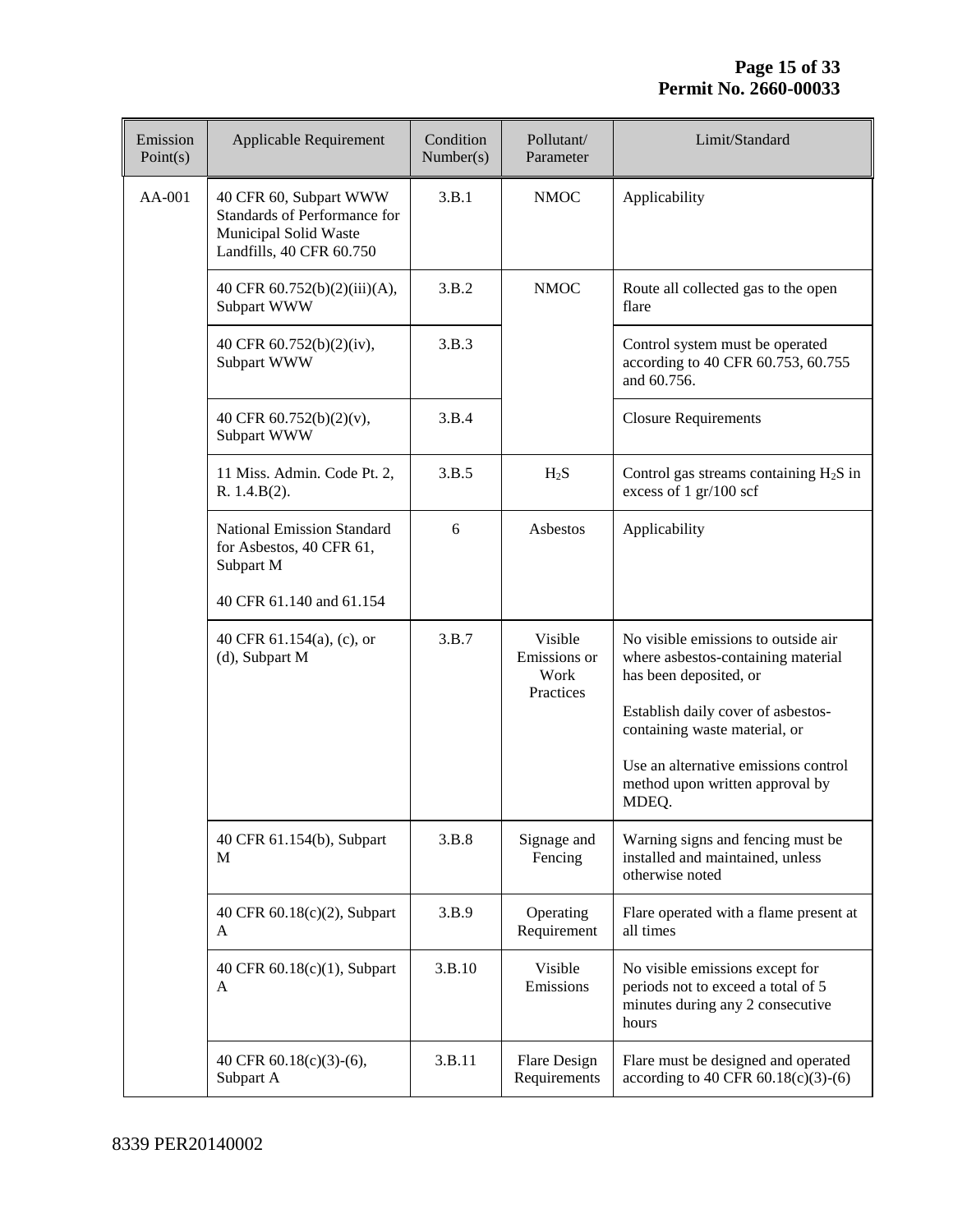| Emission Point(s) | Applicable Requirement | Condition Number(s) | Pollutant/ Parameter | Limit/Standard |
|---|---|---|---|---|
| AA-001 | 40 CFR 60, Subpart WWW Standards of Performance for Municipal Solid Waste Landfills, 40 CFR 60.750 | 3.B.1 | NMOC | Applicability |
| | 40 CFR 60.752(b)(2)(iii)(A), Subpart WWW | 3.B.2 | NMOC | Route all collected gas to the open flare |
| | 40 CFR 60.752(b)(2)(iv), Subpart WWW | 3.B.3 | | Control system must be operated according to 40 CFR 60.753, 60.755 and 60.756. |
| | 40 CFR 60.752(b)(2)(v), Subpart WWW | 3.B.4 | | Closure Requirements |
| | 11 Miss. Admin. Code Pt. 2, R. 1.4.B(2). | 3.B.5 | $H_2S$ | Control gas streams containing $H_2S$ in excess of 1 gr/100 scf |
| | National Emission Standard for Asbestos, 40 CFR 61, Subpart M<br><br>40 CFR 61.140 and 61.154 | 6 | Asbestos | Applicability |
| | 40 CFR 61.154(a), (c), or (d), Subpart M | 3.B.7 | Visible Emissions or Work Practices | No visible emissions to outside air where asbestos-containing material has been deposited, or<br><br>Establish daily cover of asbestos-containing waste material, or<br><br>Use an alternative emissions control method upon written approval by MDEQ. |
| | 40 CFR 61.154(b), Subpart M | 3.B.8 | Signage and Fencing | Warning signs and fencing must be installed and maintained, unless otherwise noted |
| | 40 CFR 60.18(c)(2), Subpart A | 3.B.9 | Operating Requirement | Flare operated with a flame present at all times |
| | 40 CFR 60.18(c)(1), Subpart A | 3.B.10 | Visible Emissions | No visible emissions except for periods not to exceed a total of 5 minutes during any 2 consecutive hours |
| | 40 CFR 60.18(c)(3)-(6), Subpart A | 3.B.11 | Flare Design Requirements | Flare must be designed and operated according to 40 CFR 60.18(c)(3)-(6) |

8339 PER20140002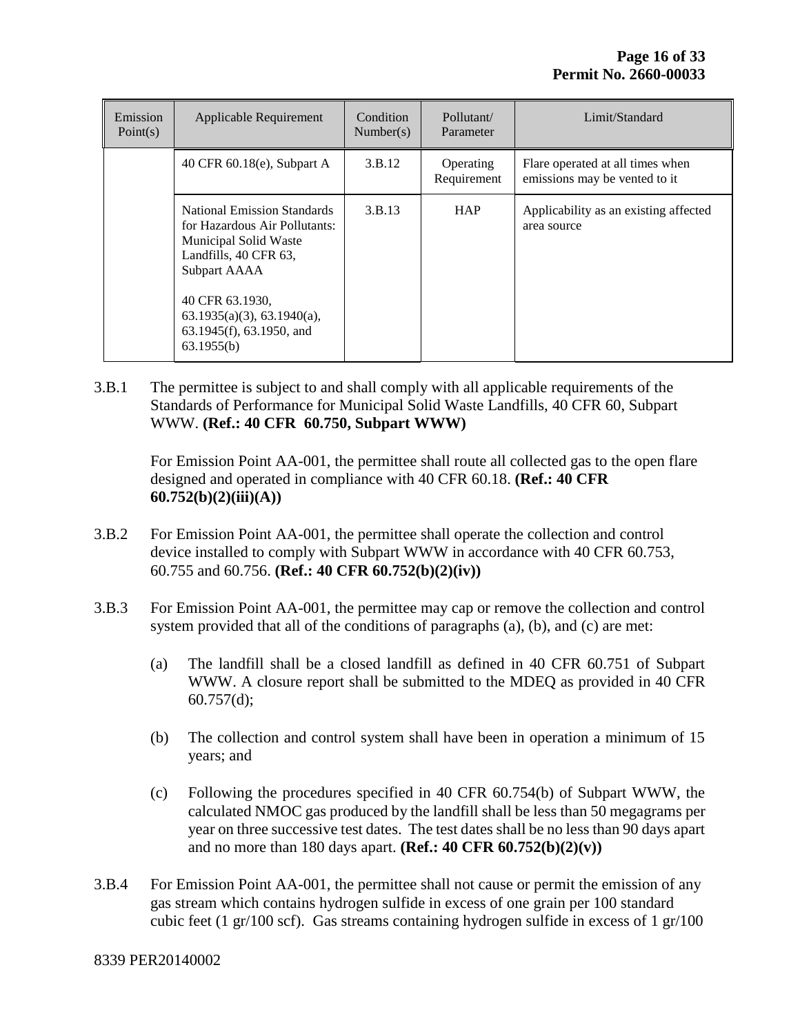| Emission Point(s) | Applicable Requirement | Condition Number(s) | Pollutant/ Parameter | Limit/Standard |
|---|---|---|---|---|
| | 40 CFR 60.18(e), Subpart A | 3.B.12 | Operating Requirement | Flare operated at all times when emissions may be vented to it |
| | National Emission Standards for Hazardous Air Pollutants: Municipal Solid Waste Landfills, 40 CFR 63, Subpart AAAA<br><br>40 CFR 63.1930, 63.1935(a)(3), 63.1940(a), 63.1945(f), 63.1950, and 63.1955(b) | 3.B.13 | HAP | Applicability as an existing affected area source |

3.B.1 The permittee is subject to and shall comply with all applicable requirements of the Standards of Performance for Municipal Solid Waste Landfills, 40 CFR 60, Subpart WWW. **(Ref.: 40 CFR 60.750, Subpart WWW)**

For Emission Point AA-001, the permittee shall route all collected gas to the open flare designed and operated in compliance with 40 CFR 60.18. **(Ref.: 40 CFR 60.752(b)(2)(iii)(A))**

3.B.2 For Emission Point AA-001, the permittee shall operate the collection and control device installed to comply with Subpart WWW in accordance with 40 CFR 60.753, 60.755 and 60.756. **(Ref.: 40 CFR 60.752(b)(2)(iv))**

3.B.3 For Emission Point AA-001, the permittee may cap or remove the collection and control system provided that all of the conditions of paragraphs (a), (b), and (c) are met:

(a) The landfill shall be a closed landfill as defined in 40 CFR 60.751 of Subpart WWW. A closure report shall be submitted to the MDEQ as provided in 40 CFR 60.757(d);

(b) The collection and control system shall have been in operation a minimum of 15 years; and

(c) Following the procedures specified in 40 CFR 60.754(b) of Subpart WWW, the calculated NMOC gas produced by the landfill shall be less than 50 megagrams per year on three successive test dates. The test dates shall be no less than 90 days apart and no more than 180 days apart. **(Ref.: 40 CFR 60.752(b)(2)(v))**

3.B.4 For Emission Point AA-001, the permittee shall not cause or permit the emission of any gas stream which contains hydrogen sulfide in excess of one grain per 100 standard cubic feet (1 gr/100 scf). Gas streams containing hydrogen sulfide in excess of 1 gr/100

8339 PER20140002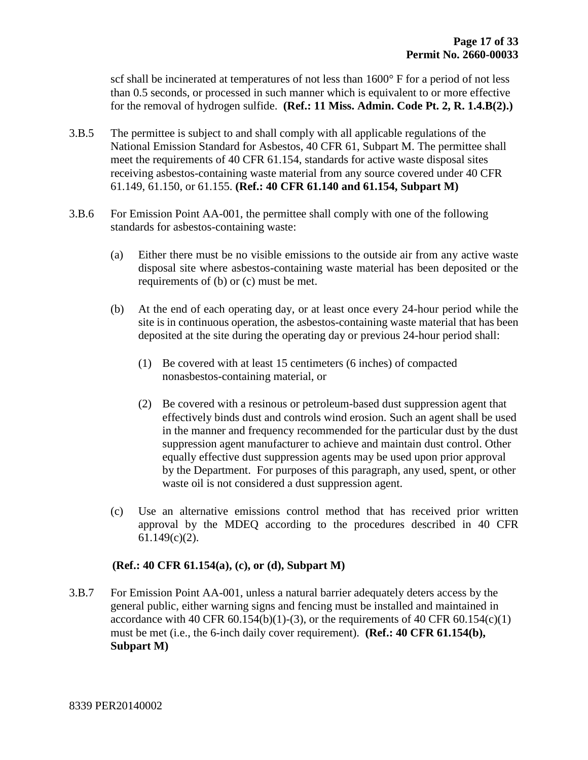scf shall be incinerated at temperatures of not less than 1600° F for a period of not less than 0.5 seconds, or processed in such manner which is equivalent to or more effective for the removal of hydrogen sulfide. **(Ref.: 11 Miss. Admin. Code Pt. 2, R. 1.4.B(2).)**

3.B.5 The permittee is subject to and shall comply with all applicable regulations of the National Emission Standard for Asbestos, 40 CFR 61, Subpart M. The permittee shall meet the requirements of 40 CFR 61.154, standards for active waste disposal sites receiving asbestos-containing waste material from any source covered under 40 CFR 61.149, 61.150, or 61.155. **(Ref.: 40 CFR 61.140 and 61.154, Subpart M)**

3.B.6 For Emission Point AA-001, the permittee shall comply with one of the following standards for asbestos-containing waste:

(a) Either there must be no visible emissions to the outside air from any active waste disposal site where asbestos-containing waste material has been deposited or the requirements of (b) or (c) must be met.

(b) At the end of each operating day, or at least once every 24-hour period while the site is in continuous operation, the asbestos-containing waste material that has been deposited at the site during the operating day or previous 24-hour period shall:

(1) Be covered with at least 15 centimeters (6 inches) of compacted nonasbestos-containing material, or

(2) Be covered with a resinous or petroleum-based dust suppression agent that effectively binds dust and controls wind erosion. Such an agent shall be used in the manner and frequency recommended for the particular dust by the dust suppression agent manufacturer to achieve and maintain dust control. Other equally effective dust suppression agents may be used upon prior approval by the Department. For purposes of this paragraph, any used, spent, or other waste oil is not considered a dust suppression agent.

(c) Use an alternative emissions control method that has received prior written approval by the MDEQ according to the procedures described in 40 CFR 61.149(c)(2).

**(Ref.: 40 CFR 61.154(a), (c), or (d), Subpart M)**

3.B.7 For Emission Point AA-001, unless a natural barrier adequately deters access by the general public, either warning signs and fencing must be installed and maintained in accordance with 40 CFR 60.154(b)(1)-(3), or the requirements of 40 CFR 60.154(c)(1) must be met (i.e., the 6-inch daily cover requirement). **(Ref.: 40 CFR 61.154(b), Subpart M)**

8339 PER20140002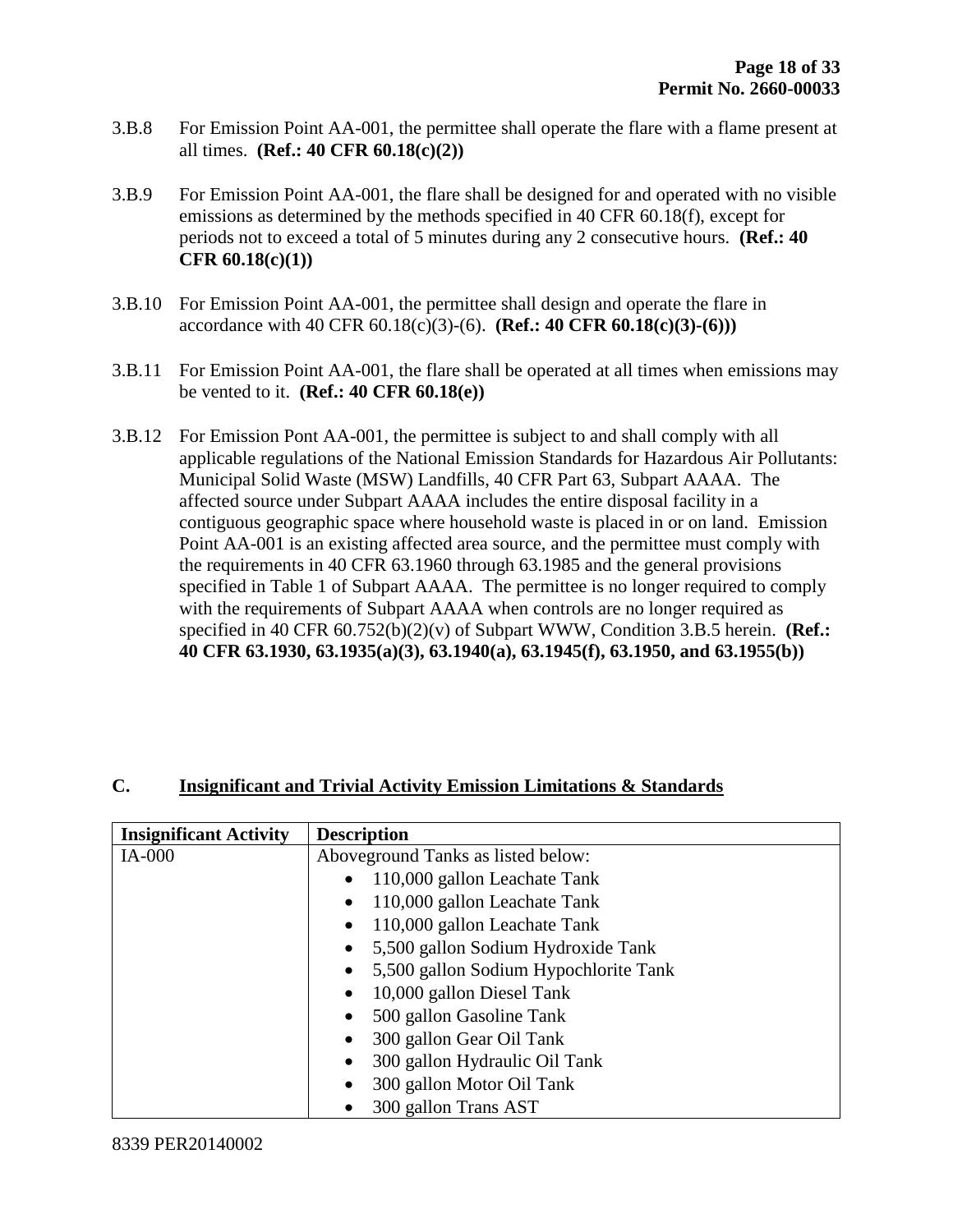3.B.8 For Emission Point AA-001, the permittee shall operate the flare with a flame present at all times. **(Ref.: 40 CFR 60.18(c)(2))**

3.B.9 For Emission Point AA-001, the flare shall be designed for and operated with no visible emissions as determined by the methods specified in 40 CFR 60.18(f), except for periods not to exceed a total of 5 minutes during any 2 consecutive hours. **(Ref.: 40 CFR 60.18(c)(1))**

3.B.10 For Emission Point AA-001, the permittee shall design and operate the flare in accordance with 40 CFR 60.18(c)(3)-(6). **(Ref.: 40 CFR 60.18(c)(3)-(6)))**

3.B.11 For Emission Point AA-001, the flare shall be operated at all times when emissions may be vented to it. **(Ref.: 40 CFR 60.18(e))**

3.B.12 For Emission Pont AA-001, the permittee is subject to and shall comply with all applicable regulations of the National Emission Standards for Hazardous Air Pollutants: Municipal Solid Waste (MSW) Landfills, 40 CFR Part 63, Subpart AAAA. The affected source under Subpart AAAA includes the entire disposal facility in a contiguous geographic space where household waste is placed in or on land. Emission Point AA-001 is an existing affected area source, and the permittee must comply with the requirements in 40 CFR 63.1960 through 63.1985 and the general provisions specified in Table 1 of Subpart AAAA. The permittee is no longer required to comply with the requirements of Subpart AAAA when controls are no longer required as specified in 40 CFR 60.752(b)(2)(v) of Subpart WWW, Condition 3.B.5 herein. **(Ref.: 40 CFR 63.1930, 63.1935(a)(3), 63.1940(a), 63.1945(f), 63.1950, and 63.1955(b))**

## C. Insignificant and Trivial Activity Emission Limitations & Standards

| Insignificant Activity | Description |
|---|---|
| IA-000 | Aboveground Tanks as listed below:<br>• 110,000 gallon Leachate Tank<br>• 110,000 gallon Leachate Tank<br>• 110,000 gallon Leachate Tank<br>• 5,500 gallon Sodium Hydroxide Tank<br>• 5,500 gallon Sodium Hypochlorite Tank<br>• 10,000 gallon Diesel Tank<br>• 500 gallon Gasoline Tank<br>• 300 gallon Gear Oil Tank<br>• 300 gallon Hydraulic Oil Tank<br>• 300 gallon Motor Oil Tank<br>• 300 gallon Trans AST |

8339 PER20140002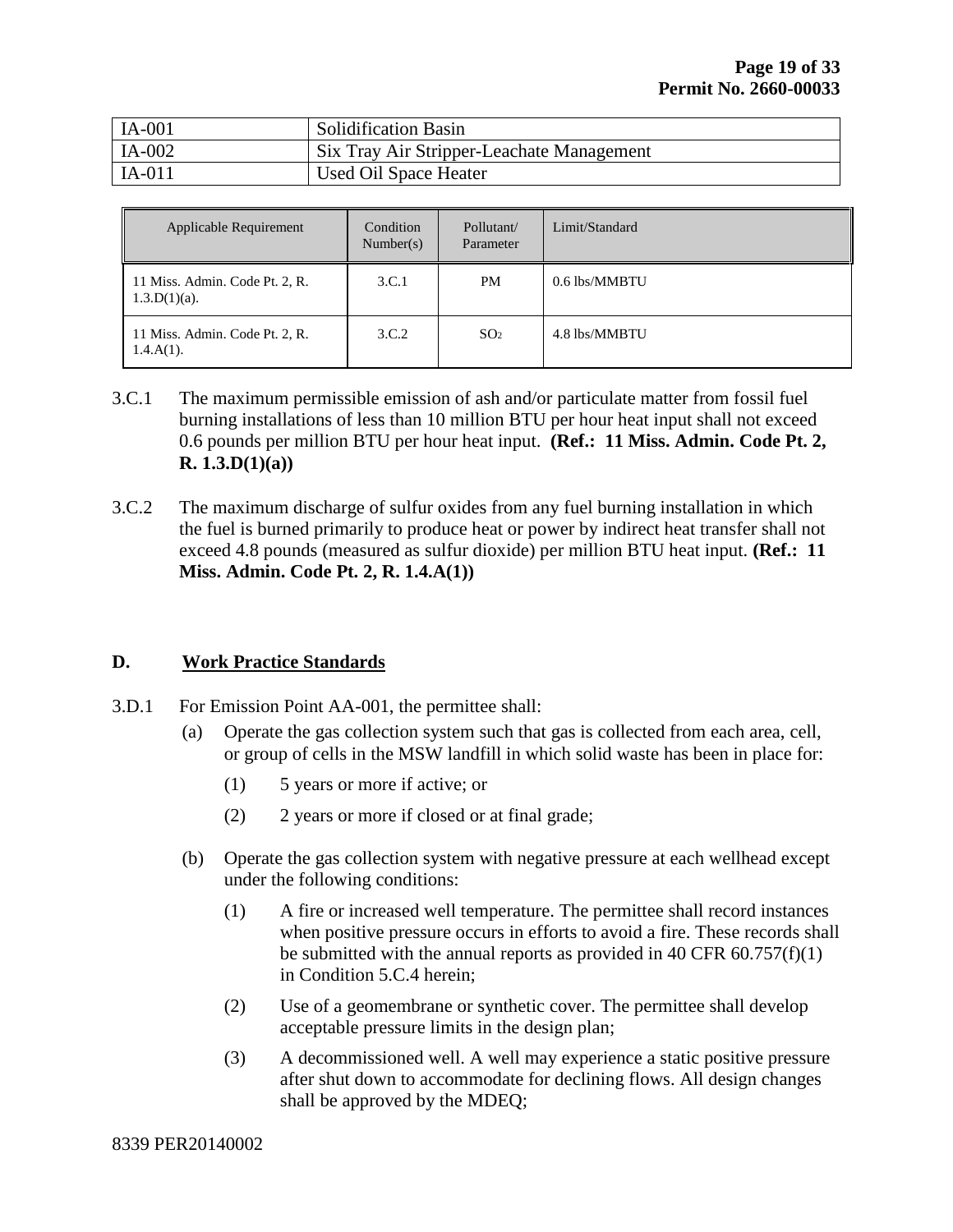| IA-001 | Solidification Basin |
|---|---|
| IA-002 | Six Tray Air Stripper-Leachate Management |
| IA-011 | Used Oil Space Heater |

| Applicable Requirement | Condition Number(s) | Pollutant/ Parameter | Limit/Standard |
|---|---|---|---|
| 11 Miss. Admin. Code Pt. 2, R. 1.3.D(1)(a). | 3.C.1 | PM | 0.6 lbs/MMBTU |
| 11 Miss. Admin. Code Pt. 2, R. 1.4.A(1). | 3.C.2 | $SO_2$ | 4.8 lbs/MMBTU |

3.C.1 The maximum permissible emission of ash and/or particulate matter from fossil fuel burning installations of less than 10 million BTU per hour heat input shall not exceed 0.6 pounds per million BTU per hour heat input. **(Ref.: 11 Miss. Admin. Code Pt. 2, R. 1.3.D(1)(a))**

3.C.2 The maximum discharge of sulfur oxides from any fuel burning installation in which the fuel is burned primarily to produce heat or power by indirect heat transfer shall not exceed 4.8 pounds (measured as sulfur dioxide) per million BTU heat input. **(Ref.: 11 Miss. Admin. Code Pt. 2, R. 1.4.A(1))**

## D. Work Practice Standards

3.D.1 For Emission Point AA-001, the permittee shall:

(a) Operate the gas collection system such that gas is collected from each area, cell, or group of cells in the MSW landfill in which solid waste has been in place for:

(1) 5 years or more if active; or

(2) 2 years or more if closed or at final grade;

(b) Operate the gas collection system with negative pressure at each wellhead except under the following conditions:

(1) A fire or increased well temperature. The permittee shall record instances when positive pressure occurs in efforts to avoid a fire. These records shall be submitted with the annual reports as provided in 40 CFR 60.757(f)(1) in Condition 5.C.4 herein;

(2) Use of a geomembrane or synthetic cover. The permittee shall develop acceptable pressure limits in the design plan;

(3) A decommissioned well. A well may experience a static positive pressure after shut down to accommodate for declining flows. All design changes shall be approved by the MDEQ;

8339 PER20140002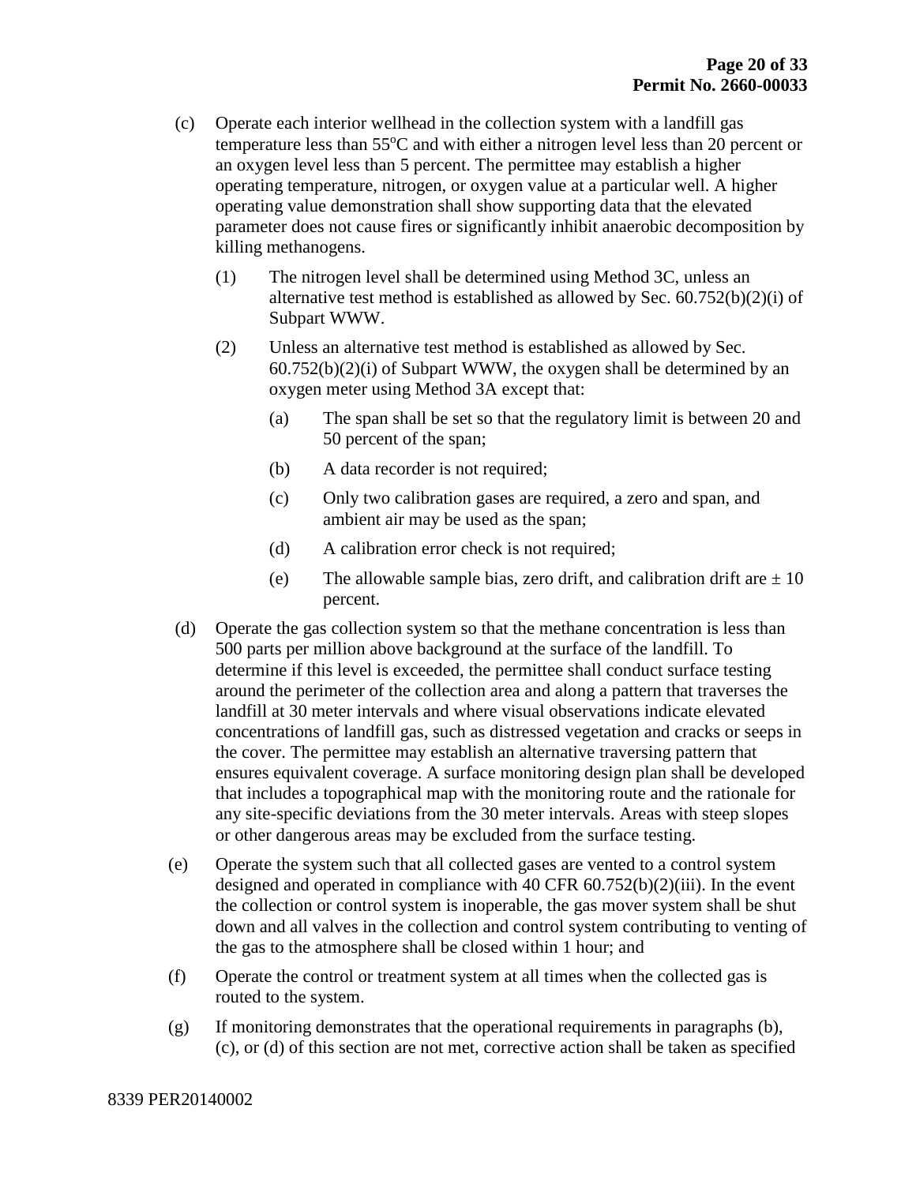(c) Operate each interior wellhead in the collection system with a landfill gas temperature less than 55°C and with either a nitrogen level less than 20 percent or an oxygen level less than 5 percent. The permittee may establish a higher operating temperature, nitrogen, or oxygen value at a particular well. A higher operating value demonstration shall show supporting data that the elevated parameter does not cause fires or significantly inhibit anaerobic decomposition by killing methanogens.

  (1) The nitrogen level shall be determined using Method 3C, unless an alternative test method is established as allowed by Sec. 60.752(b)(2)(i) of Subpart WWW.

  (2) Unless an alternative test method is established as allowed by Sec. 60.752(b)(2)(i) of Subpart WWW, the oxygen shall be determined by an oxygen meter using Method 3A except that:

    (a) The span shall be set so that the regulatory limit is between 20 and 50 percent of the span;

    (b) A data recorder is not required;

    (c) Only two calibration gases are required, a zero and span, and ambient air may be used as the span;

    (d) A calibration error check is not required;

    (e) The allowable sample bias, zero drift, and calibration drift are ± 10 percent.

(d) Operate the gas collection system so that the methane concentration is less than 500 parts per million above background at the surface of the landfill. To determine if this level is exceeded, the permittee shall conduct surface testing around the perimeter of the collection area and along a pattern that traverses the landfill at 30 meter intervals and where visual observations indicate elevated concentrations of landfill gas, such as distressed vegetation and cracks or seeps in the cover. The permittee may establish an alternative traversing pattern that ensures equivalent coverage. A surface monitoring design plan shall be developed that includes a topographical map with the monitoring route and the rationale for any site-specific deviations from the 30 meter intervals. Areas with steep slopes or other dangerous areas may be excluded from the surface testing.

(e) Operate the system such that all collected gases are vented to a control system designed and operated in compliance with 40 CFR 60.752(b)(2)(iii). In the event the collection or control system is inoperable, the gas mover system shall be shut down and all valves in the collection and control system contributing to venting of the gas to the atmosphere shall be closed within 1 hour; and

(f) Operate the control or treatment system at all times when the collected gas is routed to the system.

(g) If monitoring demonstrates that the operational requirements in paragraphs (b), (c), or (d) of this section are not met, corrective action shall be taken as specified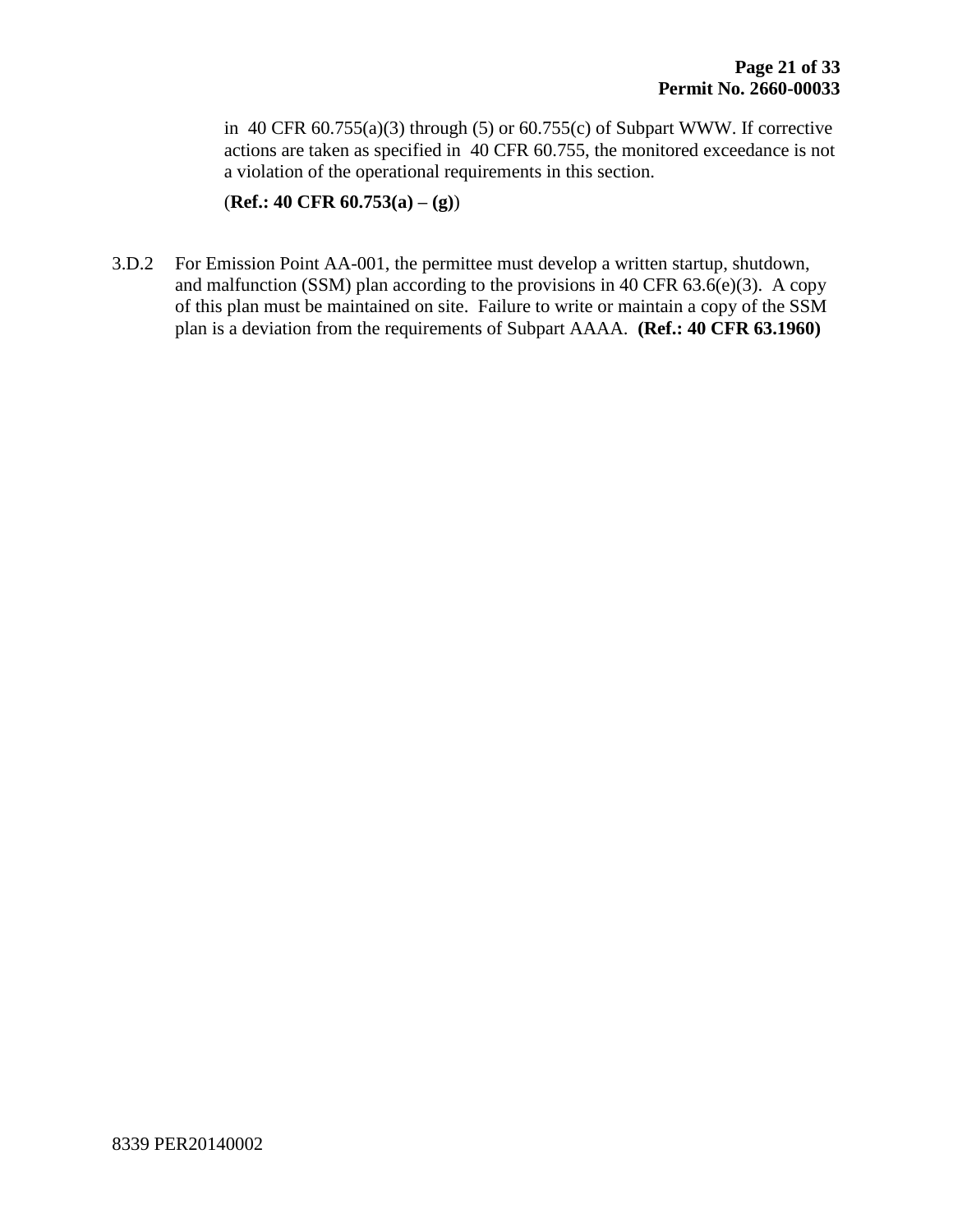in 40 CFR 60.755(a)(3) through (5) or 60.755(c) of Subpart WWW. If corrective actions are taken as specified in 40 CFR 60.755, the monitored exceedance is not a violation of the operational requirements in this section.

(**Ref.: 40 CFR 60.753(a) – (g)**)

3.D.2 For Emission Point AA-001, the permittee must develop a written startup, shutdown, and malfunction (SSM) plan according to the provisions in 40 CFR 63.6(e)(3). A copy of this plan must be maintained on site. Failure to write or maintain a copy of the SSM plan is a deviation from the requirements of Subpart AAAA. **(Ref.: 40 CFR 63.1960)**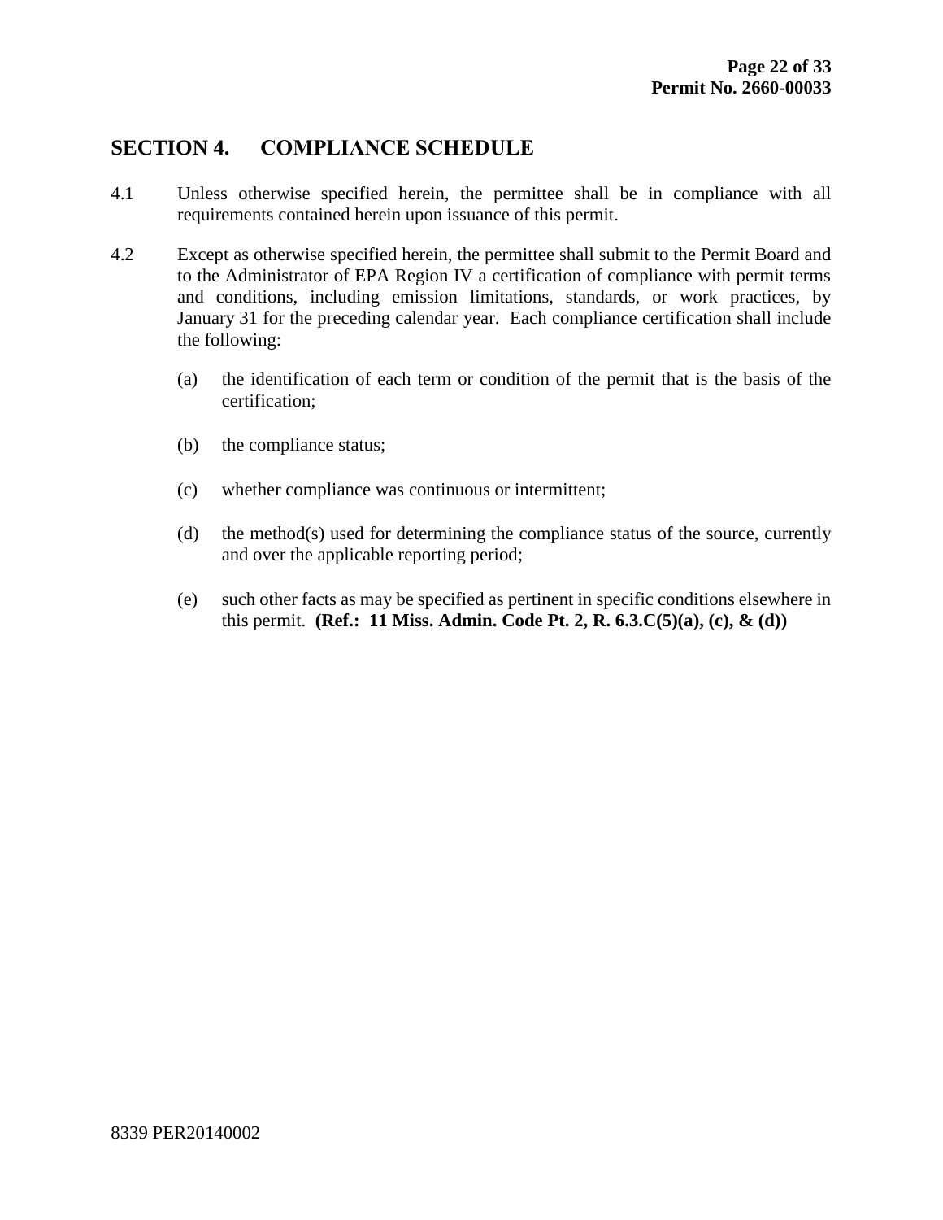## SECTION 4. COMPLIANCE SCHEDULE

4.1 Unless otherwise specified herein, the permittee shall be in compliance with all requirements contained herein upon issuance of this permit.

4.2 Except as otherwise specified herein, the permittee shall submit to the Permit Board and to the Administrator of EPA Region IV a certification of compliance with permit terms and conditions, including emission limitations, standards, or work practices, by January 31 for the preceding calendar year. Each compliance certification shall include the following:

(a) the identification of each term or condition of the permit that is the basis of the certification;

(b) the compliance status;

(c) whether compliance was continuous or intermittent;

(d) the method(s) used for determining the compliance status of the source, currently and over the applicable reporting period;

(e) such other facts as may be specified as pertinent in specific conditions elsewhere in this permit. **(Ref.: 11 Miss. Admin. Code Pt. 2, R. 6.3.C(5)(a), (c), & (d))**

8339 PER20140002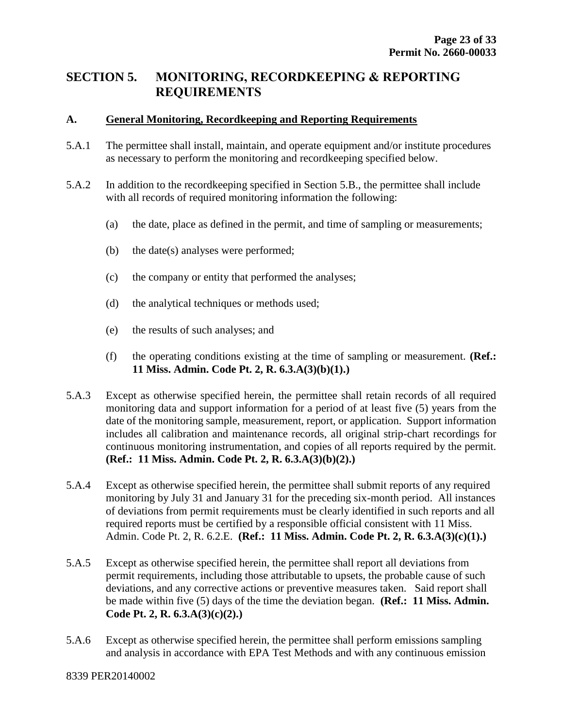# SECTION 5. MONITORING, RECORDKEEPING & REPORTING REQUIREMENTS

## A. General Monitoring, Recordkeeping and Reporting Requirements

5.A.1 The permittee shall install, maintain, and operate equipment and/or institute procedures as necessary to perform the monitoring and recordkeeping specified below.

5.A.2 In addition to the recordkeeping specified in Section 5.B., the permittee shall include with all records of required monitoring information the following:

(a) the date, place as defined in the permit, and time of sampling or measurements;

(b) the date(s) analyses were performed;

(c) the company or entity that performed the analyses;

(d) the analytical techniques or methods used;

(e) the results of such analyses; and

(f) the operating conditions existing at the time of sampling or measurement. **(Ref.: 11 Miss. Admin. Code Pt. 2, R. 6.3.A(3)(b)(1).)**

5.A.3 Except as otherwise specified herein, the permittee shall retain records of all required monitoring data and support information for a period of at least five (5) years from the date of the monitoring sample, measurement, report, or application. Support information includes all calibration and maintenance records, all original strip-chart recordings for continuous monitoring instrumentation, and copies of all reports required by the permit. **(Ref.: 11 Miss. Admin. Code Pt. 2, R. 6.3.A(3)(b)(2).)**

5.A.4 Except as otherwise specified herein, the permittee shall submit reports of any required monitoring by July 31 and January 31 for the preceding six-month period. All instances of deviations from permit requirements must be clearly identified in such reports and all required reports must be certified by a responsible official consistent with 11 Miss. Admin. Code Pt. 2, R. 6.2.E. **(Ref.: 11 Miss. Admin. Code Pt. 2, R. 6.3.A(3)(c)(1).)**

5.A.5 Except as otherwise specified herein, the permittee shall report all deviations from permit requirements, including those attributable to upsets, the probable cause of such deviations, and any corrective actions or preventive measures taken. Said report shall be made within five (5) days of the time the deviation began. **(Ref.: 11 Miss. Admin. Code Pt. 2, R. 6.3.A(3)(c)(2).)**

5.A.6 Except as otherwise specified herein, the permittee shall perform emissions sampling and analysis in accordance with EPA Test Methods and with any continuous emission

8339 PER20140002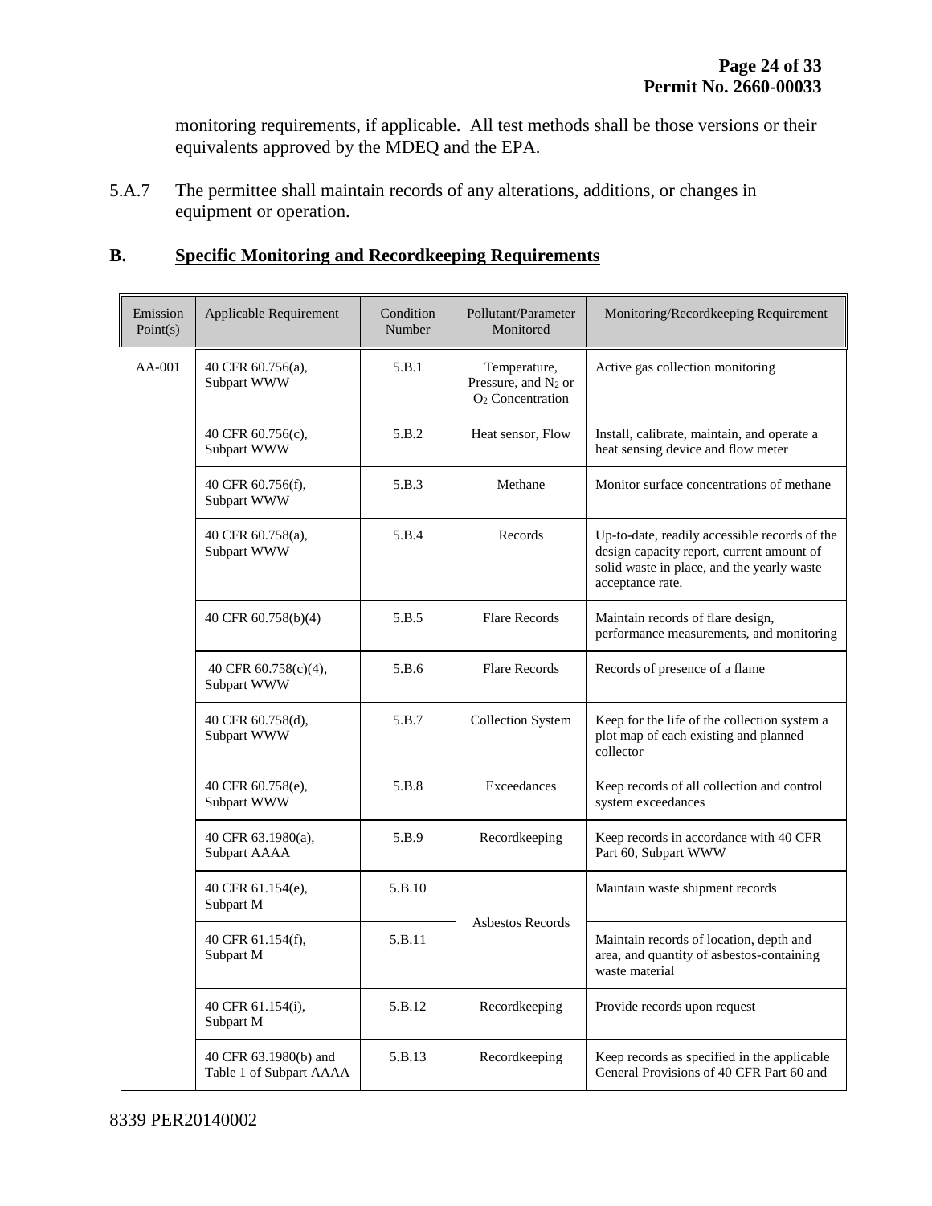monitoring requirements, if applicable. All test methods shall be those versions or their equivalents approved by the MDEQ and the EPA.

5.A.7 The permittee shall maintain records of any alterations, additions, or changes in equipment or operation.

## B. Specific Monitoring and Recordkeeping Requirements

| Emission Point(s) | Applicable Requirement | Condition Number | Pollutant/Parameter Monitored | Monitoring/Recordkeeping Requirement |
|---|---|---|---|---|
| AA-001 | 40 CFR 60.756(a), Subpart WWW | 5.B.1 | Temperature, Pressure, and $N_2$ or $O_2$ Concentration | Active gas collection monitoring |
| | 40 CFR 60.756(c), Subpart WWW | 5.B.2 | Heat sensor, Flow | Install, calibrate, maintain, and operate a heat sensing device and flow meter |
| | 40 CFR 60.756(f), Subpart WWW | 5.B.3 | Methane | Monitor surface concentrations of methane |
| | 40 CFR 60.758(a), Subpart WWW | 5.B.4 | Records | Up-to-date, readily accessible records of the design capacity report, current amount of solid waste in place, and the yearly waste acceptance rate. |
| | 40 CFR 60.758(b)(4) | 5.B.5 | Flare Records | Maintain records of flare design, performance measurements, and monitoring |
| | 40 CFR 60.758(c)(4), Subpart WWW | 5.B.6 | Flare Records | Records of presence of a flame |
| | 40 CFR 60.758(d), Subpart WWW | 5.B.7 | Collection System | Keep for the life of the collection system a plot map of each existing and planned collector |
| | 40 CFR 60.758(e), Subpart WWW | 5.B.8 | Exceedances | Keep records of all collection and control system exceedances |
| | 40 CFR 63.1980(a), Subpart AAAA | 5.B.9 | Recordkeeping | Keep records in accordance with 40 CFR Part 60, Subpart WWW |
| | 40 CFR 61.154(e), Subpart M | 5.B.10 | Asbestos Records | Maintain waste shipment records |
| | 40 CFR 61.154(f), Subpart M | 5.B.11 | | Maintain records of location, depth and area, and quantity of asbestos-containing waste material |
| | 40 CFR 61.154(i), Subpart M | 5.B.12 | Recordkeeping | Provide records upon request |
| | 40 CFR 63.1980(b) and Table 1 of Subpart AAAA | 5.B.13 | Recordkeeping | Keep records as specified in the applicable General Provisions of 40 CFR Part 60 and |

8339 PER20140002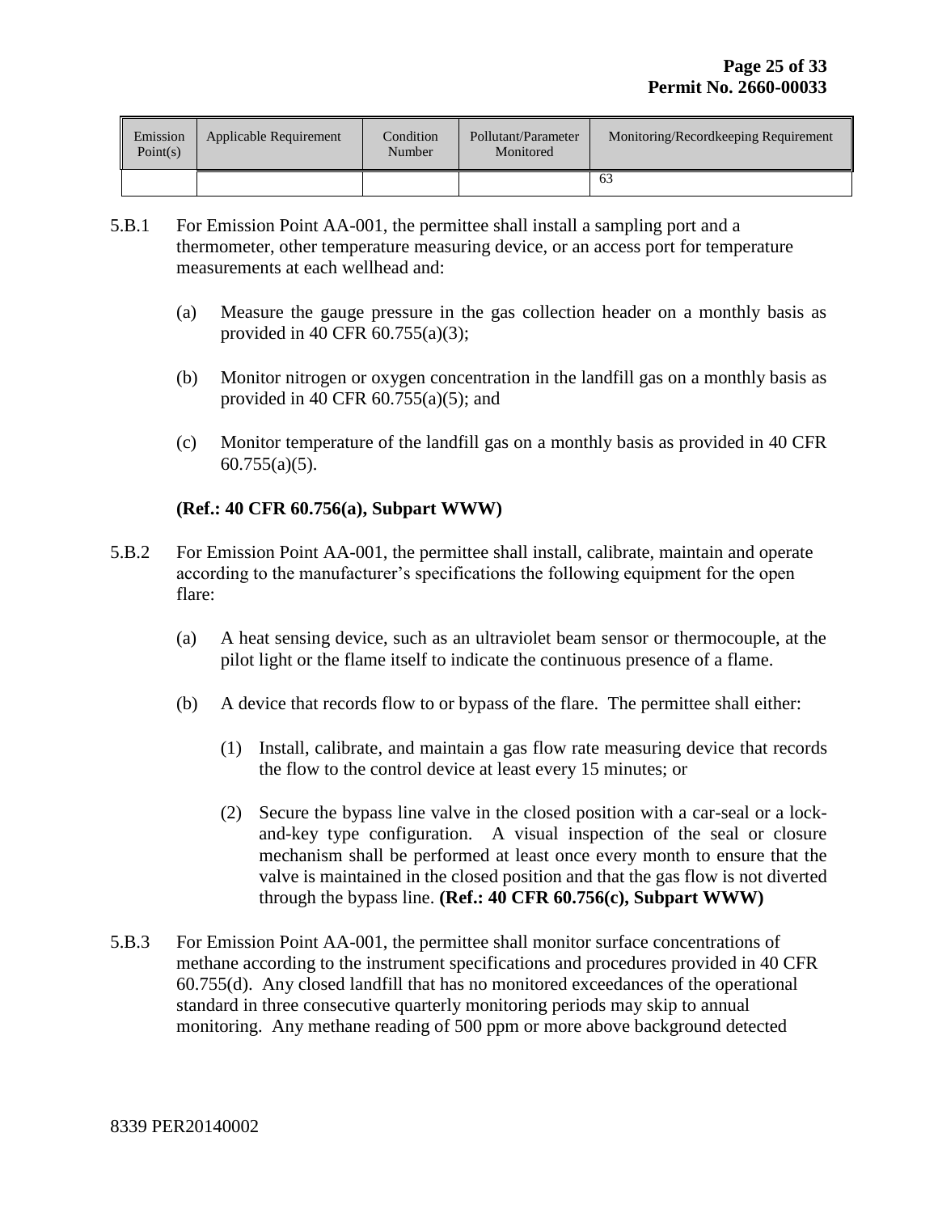| Emission Point(s) | Applicable Requirement | Condition Number | Pollutant/Parameter Monitored | Monitoring/Recordkeeping Requirement |
|---|---|---|---|---|
| | | | | 63 |

5.B.1 For Emission Point AA-001, the permittee shall install a sampling port and a thermometer, other temperature measuring device, or an access port for temperature measurements at each wellhead and:

(a) Measure the gauge pressure in the gas collection header on a monthly basis as provided in 40 CFR 60.755(a)(3);

(b) Monitor nitrogen or oxygen concentration in the landfill gas on a monthly basis as provided in 40 CFR 60.755(a)(5); and

(c) Monitor temperature of the landfill gas on a monthly basis as provided in 40 CFR 60.755(a)(5).

**(Ref.: 40 CFR 60.756(a), Subpart WWW)**

5.B.2 For Emission Point AA-001, the permittee shall install, calibrate, maintain and operate according to the manufacturer's specifications the following equipment for the open flare:

(a) A heat sensing device, such as an ultraviolet beam sensor or thermocouple, at the pilot light or the flame itself to indicate the continuous presence of a flame.

(b) A device that records flow to or bypass of the flare. The permittee shall either:

(1) Install, calibrate, and maintain a gas flow rate measuring device that records the flow to the control device at least every 15 minutes; or

(2) Secure the bypass line valve in the closed position with a car-seal or a lock-and-key type configuration. A visual inspection of the seal or closure mechanism shall be performed at least once every month to ensure that the valve is maintained in the closed position and that the gas flow is not diverted through the bypass line. **(Ref.: 40 CFR 60.756(c), Subpart WWW)**

5.B.3 For Emission Point AA-001, the permittee shall monitor surface concentrations of methane according to the instrument specifications and procedures provided in 40 CFR 60.755(d). Any closed landfill that has no monitored exceedances of the operational standard in three consecutive quarterly monitoring periods may skip to annual monitoring. Any methane reading of 500 ppm or more above background detected

8339 PER20140002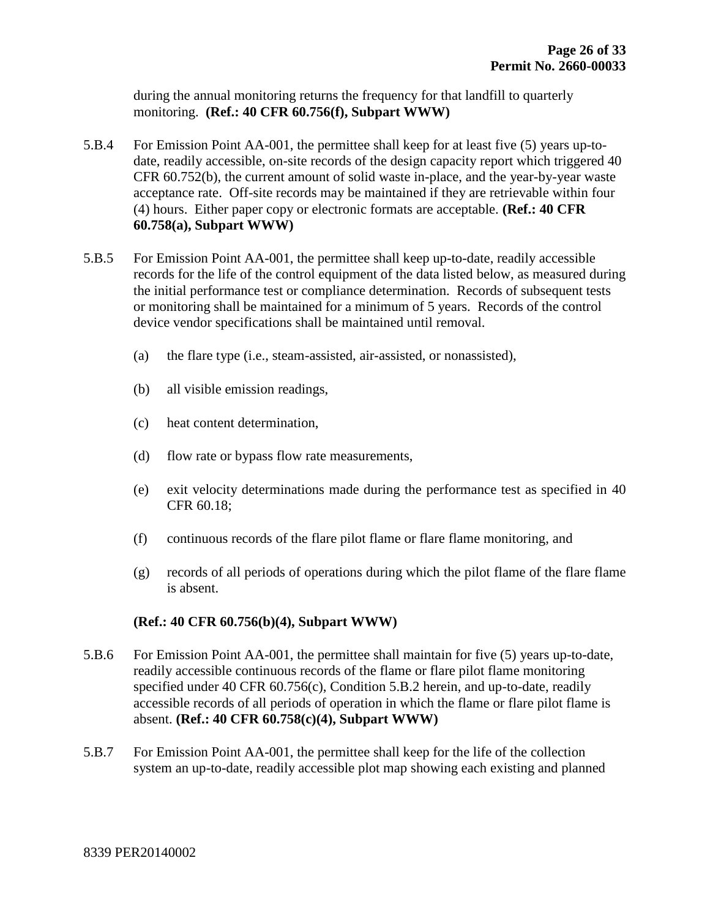during the annual monitoring returns the frequency for that landfill to quarterly monitoring. **(Ref.: 40 CFR 60.756(f), Subpart WWW)**

5.B.4 For Emission Point AA-001, the permittee shall keep for at least five (5) years up-to-date, readily accessible, on-site records of the design capacity report which triggered 40 CFR 60.752(b), the current amount of solid waste in-place, and the year-by-year waste acceptance rate. Off-site records may be maintained if they are retrievable within four (4) hours. Either paper copy or electronic formats are acceptable. **(Ref.: 40 CFR 60.758(a), Subpart WWW)**

5.B.5 For Emission Point AA-001, the permittee shall keep up-to-date, readily accessible records for the life of the control equipment of the data listed below, as measured during the initial performance test or compliance determination. Records of subsequent tests or monitoring shall be maintained for a minimum of 5 years. Records of the control device vendor specifications shall be maintained until removal.

(a) the flare type (i.e., steam-assisted, air-assisted, or nonassisted),

(b) all visible emission readings,

(c) heat content determination,

(d) flow rate or bypass flow rate measurements,

(e) exit velocity determinations made during the performance test as specified in 40 CFR 60.18;

(f) continuous records of the flare pilot flame or flare flame monitoring, and

(g) records of all periods of operations during which the pilot flame of the flare flame is absent.

**(Ref.: 40 CFR 60.756(b)(4), Subpart WWW)**

5.B.6 For Emission Point AA-001, the permittee shall maintain for five (5) years up-to-date, readily accessible continuous records of the flame or flare pilot flame monitoring specified under 40 CFR 60.756(c), Condition 5.B.2 herein, and up-to-date, readily accessible records of all periods of operation in which the flame or flare pilot flame is absent. **(Ref.: 40 CFR 60.758(c)(4), Subpart WWW)**

5.B.7 For Emission Point AA-001, the permittee shall keep for the life of the collection system an up-to-date, readily accessible plot map showing each existing and planned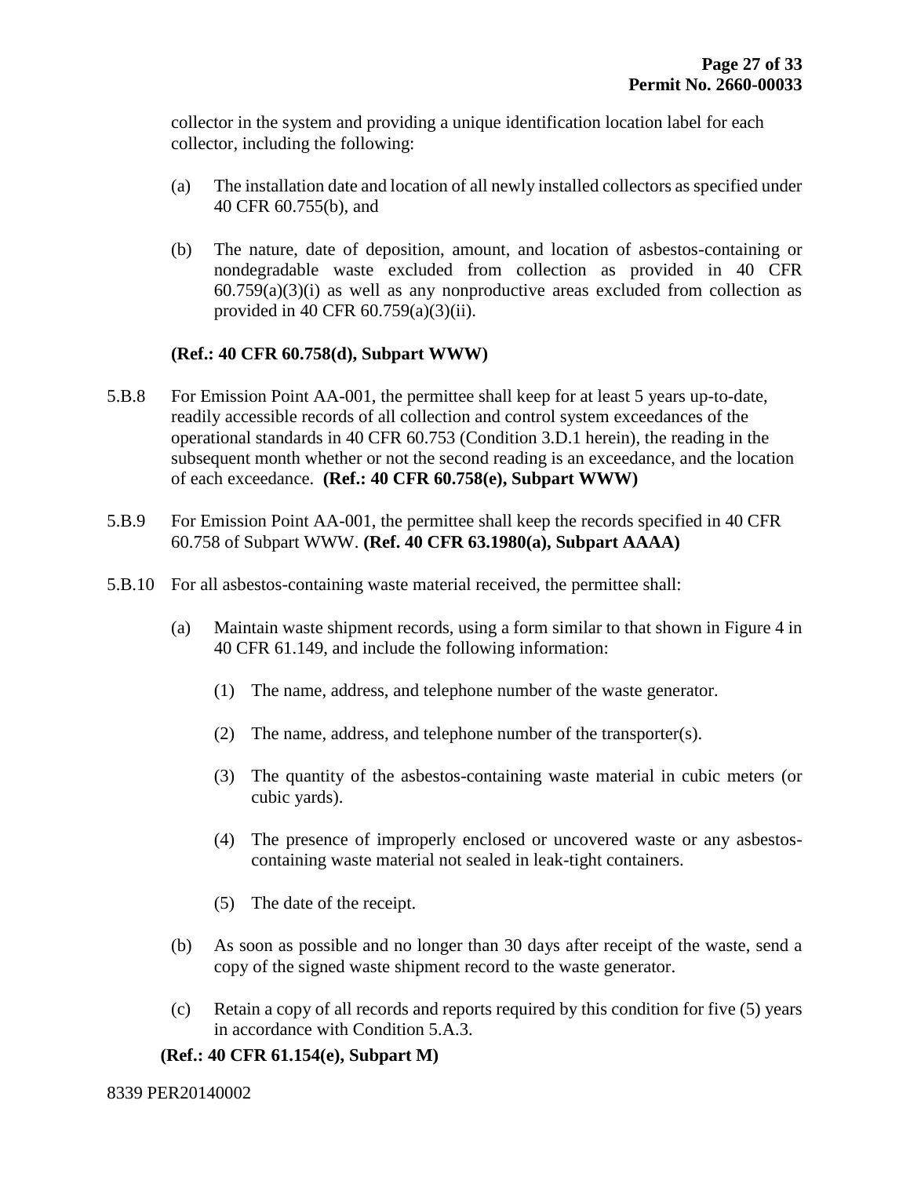collector in the system and providing a unique identification location label for each collector, including the following:

(a) The installation date and location of all newly installed collectors as specified under 40 CFR 60.755(b), and

(b) The nature, date of deposition, amount, and location of asbestos-containing or nondegradable waste excluded from collection as provided in 40 CFR 60.759(a)(3)(i) as well as any nonproductive areas excluded from collection as provided in 40 CFR 60.759(a)(3)(ii).

**(Ref.: 40 CFR 60.758(d), Subpart WWW)**

5.B.8 For Emission Point AA-001, the permittee shall keep for at least 5 years up-to-date, readily accessible records of all collection and control system exceedances of the operational standards in 40 CFR 60.753 (Condition 3.D.1 herein), the reading in the subsequent month whether or not the second reading is an exceedance, and the location of each exceedance. **(Ref.: 40 CFR 60.758(e), Subpart WWW)**

5.B.9 For Emission Point AA-001, the permittee shall keep the records specified in 40 CFR 60.758 of Subpart WWW. **(Ref. 40 CFR 63.1980(a), Subpart AAAA)**

5.B.10 For all asbestos-containing waste material received, the permittee shall:

(a) Maintain waste shipment records, using a form similar to that shown in Figure 4 in 40 CFR 61.149, and include the following information:

(1) The name, address, and telephone number of the waste generator.

(2) The name, address, and telephone number of the transporter(s).

(3) The quantity of the asbestos-containing waste material in cubic meters (or cubic yards).

(4) The presence of improperly enclosed or uncovered waste or any asbestos-containing waste material not sealed in leak-tight containers.

(5) The date of the receipt.

(b) As soon as possible and no longer than 30 days after receipt of the waste, send a copy of the signed waste shipment record to the waste generator.

(c) Retain a copy of all records and reports required by this condition for five (5) years in accordance with Condition 5.A.3.

**(Ref.: 40 CFR 61.154(e), Subpart M)**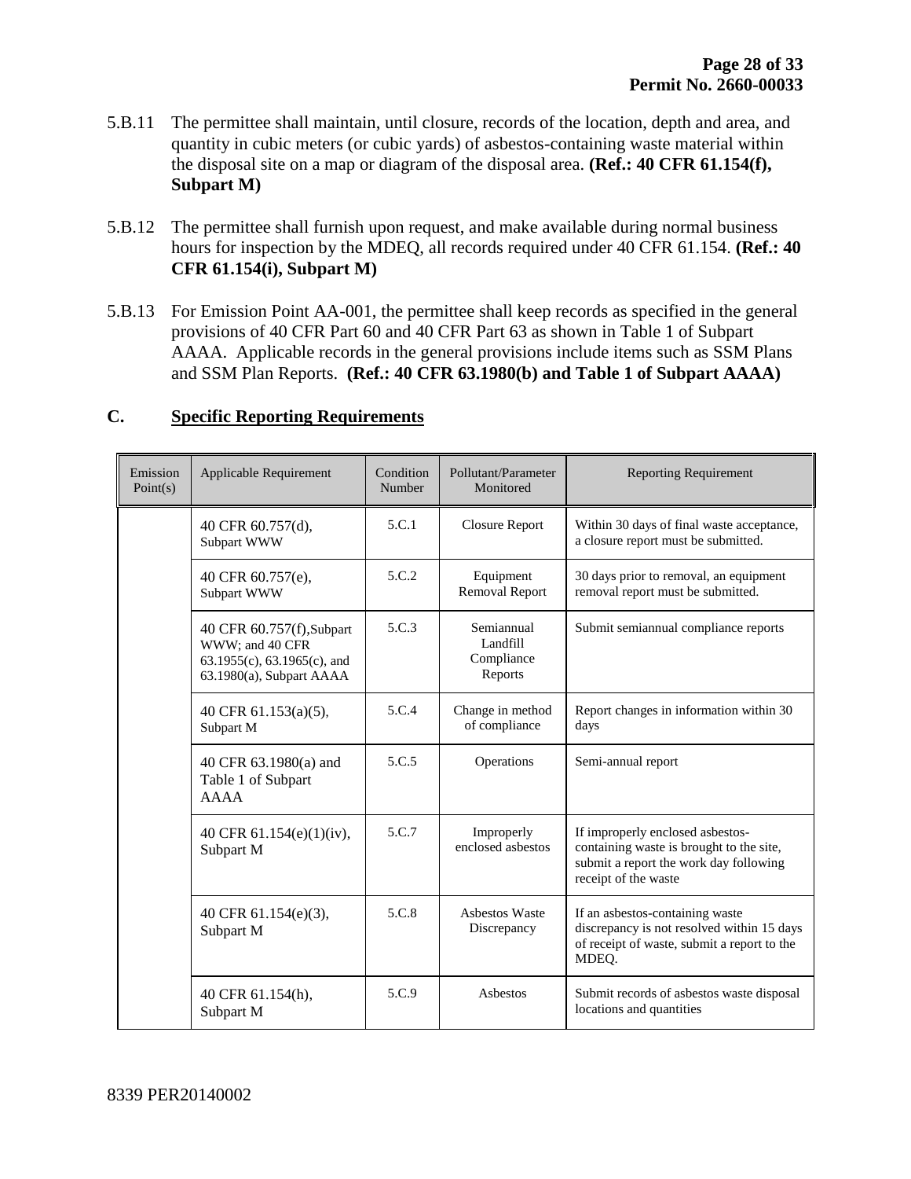5.B.11 The permittee shall maintain, until closure, records of the location, depth and area, and quantity in cubic meters (or cubic yards) of asbestos-containing waste material within the disposal site on a map or diagram of the disposal area. **(Ref.: 40 CFR 61.154(f), Subpart M)**

5.B.12 The permittee shall furnish upon request, and make available during normal business hours for inspection by the MDEQ, all records required under 40 CFR 61.154. **(Ref.: 40 CFR 61.154(i), Subpart M)**

5.B.13 For Emission Point AA-001, the permittee shall keep records as specified in the general provisions of 40 CFR Part 60 and 40 CFR Part 63 as shown in Table 1 of Subpart AAAA. Applicable records in the general provisions include items such as SSM Plans and SSM Plan Reports. **(Ref.: 40 CFR 63.1980(b) and Table 1 of Subpart AAAA)**

## C. Specific Reporting Requirements

| Emission Point(s) | Applicable Requirement | Condition Number | Pollutant/Parameter Monitored | Reporting Requirement |
|---|---|---|---|---|
| | 40 CFR 60.757(d), Subpart WWW | 5.C.1 | Closure Report | Within 30 days of final waste acceptance, a closure report must be submitted. |
| | 40 CFR 60.757(e), Subpart WWW | 5.C.2 | Equipment Removal Report | 30 days prior to removal, an equipment removal report must be submitted. |
| | 40 CFR 60.757(f),Subpart WWW; and 40 CFR 63.1955(c), 63.1965(c), and 63.1980(a), Subpart AAAA | 5.C.3 | Semiannual Landfill Compliance Reports | Submit semiannual compliance reports |
| | 40 CFR 61.153(a)(5), Subpart M | 5.C.4 | Change in method of compliance | Report changes in information within 30 days |
| | 40 CFR 63.1980(a) and Table 1 of Subpart AAAA | 5.C.5 | Operations | Semi-annual report |
| | 40 CFR 61.154(e)(1)(iv), Subpart M | 5.C.7 | Improperly enclosed asbestos | If improperly enclosed asbestos-containing waste is brought to the site, submit a report the work day following receipt of the waste |
| | 40 CFR 61.154(e)(3), Subpart M | 5.C.8 | Asbestos Waste Discrepancy | If an asbestos-containing waste discrepancy is not resolved within 15 days of receipt of waste, submit a report to the MDEQ. |
| | 40 CFR 61.154(h), Subpart M | 5.C.9 | Asbestos | Submit records of asbestos waste disposal locations and quantities |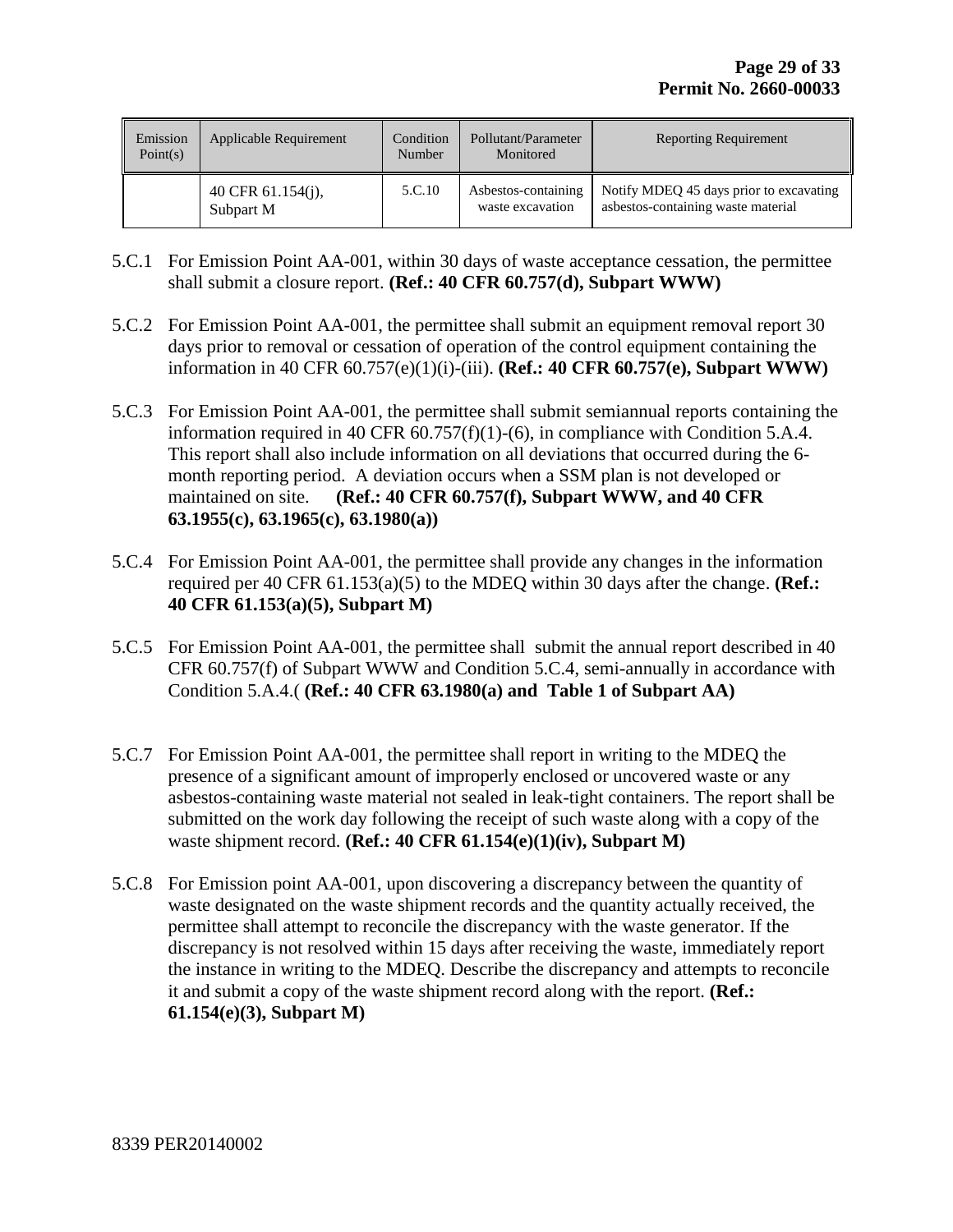| Emission Point(s) | Applicable Requirement | Condition Number | Pollutant/Parameter Monitored | Reporting Requirement |
|---|---|---|---|---|
| | 40 CFR 61.154(j), Subpart M | 5.C.10 | Asbestos-containing waste excavation | Notify MDEQ 45 days prior to excavating asbestos-containing waste material |

5.C.1 For Emission Point AA-001, within 30 days of waste acceptance cessation, the permittee shall submit a closure report. **(Ref.: 40 CFR 60.757(d), Subpart WWW)**

5.C.2 For Emission Point AA-001, the permittee shall submit an equipment removal report 30 days prior to removal or cessation of operation of the control equipment containing the information in 40 CFR 60.757(e)(1)(i)-(iii). **(Ref.: 40 CFR 60.757(e), Subpart WWW)**

5.C.3 For Emission Point AA-001, the permittee shall submit semiannual reports containing the information required in 40 CFR 60.757(f)(1)-(6), in compliance with Condition 5.A.4. This report shall also include information on all deviations that occurred during the 6-month reporting period. A deviation occurs when a SSM plan is not developed or maintained on site. **(Ref.: 40 CFR 60.757(f), Subpart WWW, and 40 CFR 63.1955(c), 63.1965(c), 63.1980(a))**

5.C.4 For Emission Point AA-001, the permittee shall provide any changes in the information required per 40 CFR 61.153(a)(5) to the MDEQ within 30 days after the change. **(Ref.: 40 CFR 61.153(a)(5), Subpart M)**

5.C.5 For Emission Point AA-001, the permittee shall submit the annual report described in 40 CFR 60.757(f) of Subpart WWW and Condition 5.C.4, semi-annually in accordance with Condition 5.A.4.( **(Ref.: 40 CFR 63.1980(a) and Table 1 of Subpart AA)**

5.C.7 For Emission Point AA-001, the permittee shall report in writing to the MDEQ the presence of a significant amount of improperly enclosed or uncovered waste or any asbestos-containing waste material not sealed in leak-tight containers. The report shall be submitted on the work day following the receipt of such waste along with a copy of the waste shipment record. **(Ref.: 40 CFR 61.154(e)(1)(iv), Subpart M)**

5.C.8 For Emission point AA-001, upon discovering a discrepancy between the quantity of waste designated on the waste shipment records and the quantity actually received, the permittee shall attempt to reconcile the discrepancy with the waste generator. If the discrepancy is not resolved within 15 days after receiving the waste, immediately report the instance in writing to the MDEQ. Describe the discrepancy and attempts to reconcile it and submit a copy of the waste shipment record along with the report. **(Ref.: 61.154(e)(3), Subpart M)**

8339 PER20140002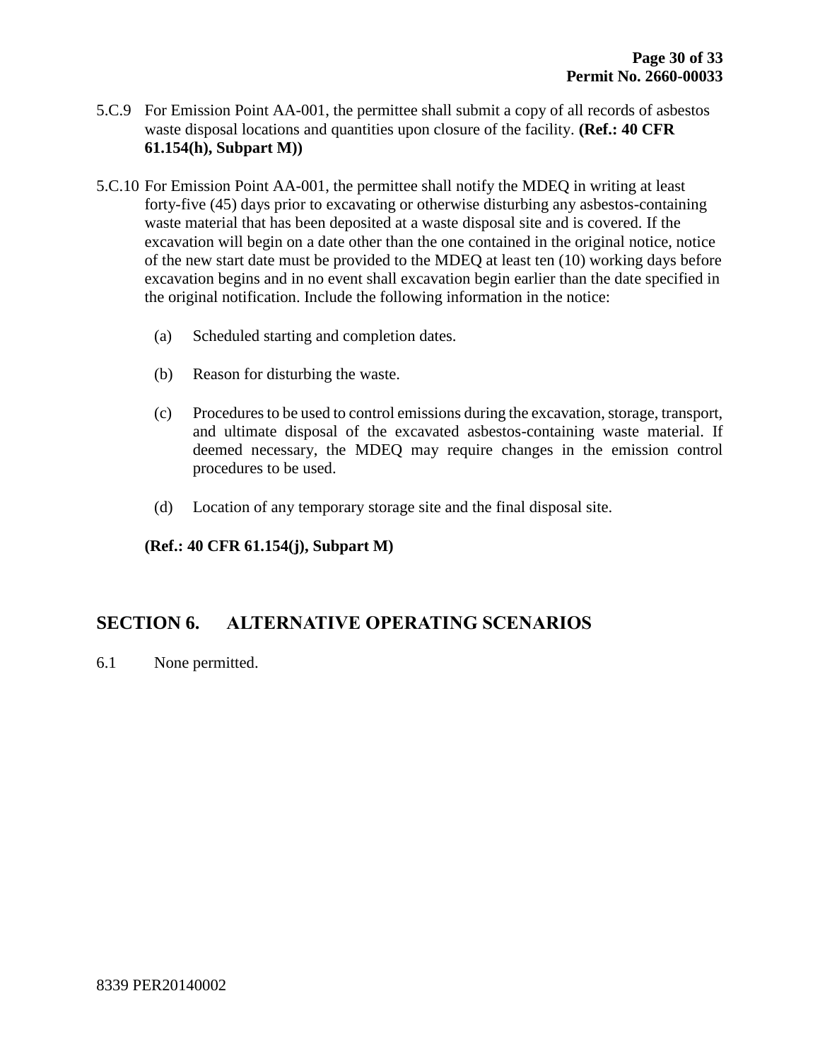5.C.9 For Emission Point AA-001, the permittee shall submit a copy of all records of asbestos waste disposal locations and quantities upon closure of the facility. **(Ref.: 40 CFR 61.154(h), Subpart M))**

5.C.10 For Emission Point AA-001, the permittee shall notify the MDEQ in writing at least forty-five (45) days prior to excavating or otherwise disturbing any asbestos-containing waste material that has been deposited at a waste disposal site and is covered. If the excavation will begin on a date other than the one contained in the original notice, notice of the new start date must be provided to the MDEQ at least ten (10) working days before excavation begins and in no event shall excavation begin earlier than the date specified in the original notification. Include the following information in the notice:

(a) Scheduled starting and completion dates.

(b) Reason for disturbing the waste.

(c) Procedures to be used to control emissions during the excavation, storage, transport, and ultimate disposal of the excavated asbestos-containing waste material. If deemed necessary, the MDEQ may require changes in the emission control procedures to be used.

(d) Location of any temporary storage site and the final disposal site.

**(Ref.: 40 CFR 61.154(j), Subpart M)**

## SECTION 6. ALTERNATIVE OPERATING SCENARIOS

6.1 None permitted.

8339 PER20140002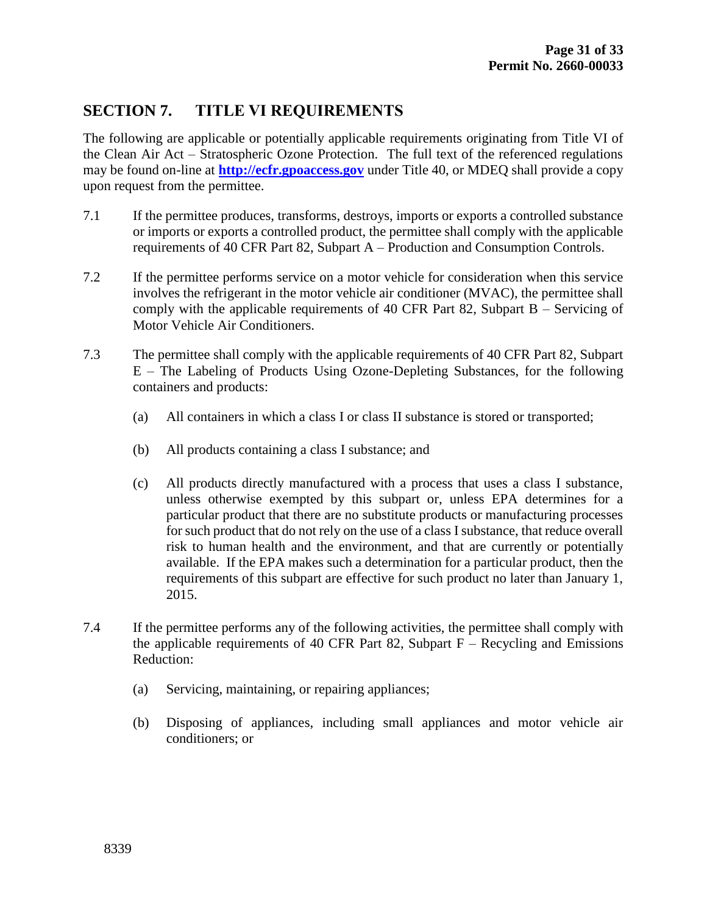## SECTION 7. TITLE VI REQUIREMENTS

The following are applicable or potentially applicable requirements originating from Title VI of the Clean Air Act – Stratospheric Ozone Protection. The full text of the referenced regulations may be found on-line at **http://ecfr.gpoaccess.gov** under Title 40, or MDEQ shall provide a copy upon request from the permittee.

7.1 If the permittee produces, transforms, destroys, imports or exports a controlled substance or imports or exports a controlled product, the permittee shall comply with the applicable requirements of 40 CFR Part 82, Subpart A – Production and Consumption Controls.

7.2 If the permittee performs service on a motor vehicle for consideration when this service involves the refrigerant in the motor vehicle air conditioner (MVAC), the permittee shall comply with the applicable requirements of 40 CFR Part 82, Subpart B – Servicing of Motor Vehicle Air Conditioners.

7.3 The permittee shall comply with the applicable requirements of 40 CFR Part 82, Subpart E – The Labeling of Products Using Ozone-Depleting Substances, for the following containers and products:

(a) All containers in which a class I or class II substance is stored or transported;

(b) All products containing a class I substance; and

(c) All products directly manufactured with a process that uses a class I substance, unless otherwise exempted by this subpart or, unless EPA determines for a particular product that there are no substitute products or manufacturing processes for such product that do not rely on the use of a class I substance, that reduce overall risk to human health and the environment, and that are currently or potentially available. If the EPA makes such a determination for a particular product, then the requirements of this subpart are effective for such product no later than January 1, 2015.

7.4 If the permittee performs any of the following activities, the permittee shall comply with the applicable requirements of 40 CFR Part 82, Subpart F – Recycling and Emissions Reduction:

(a) Servicing, maintaining, or repairing appliances;

(b) Disposing of appliances, including small appliances and motor vehicle air conditioners; or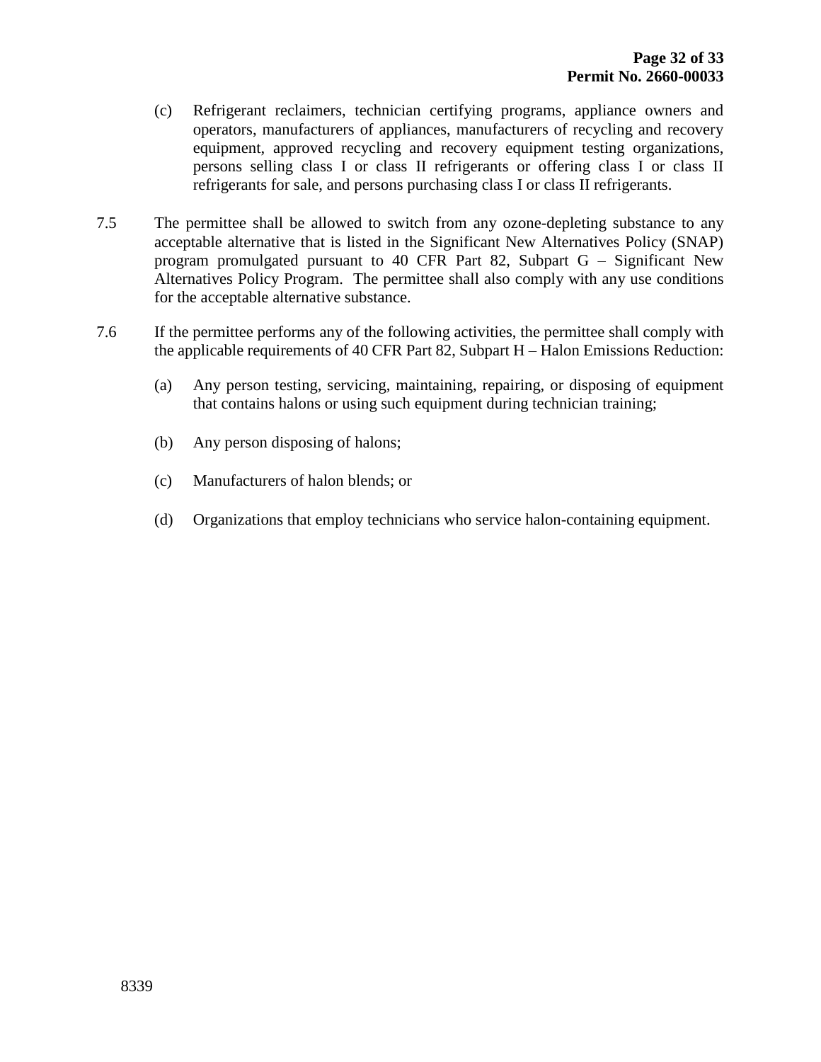(c) Refrigerant reclaimers, technician certifying programs, appliance owners and operators, manufacturers of appliances, manufacturers of recycling and recovery equipment, approved recycling and recovery equipment testing organizations, persons selling class I or class II refrigerants or offering class I or class II refrigerants for sale, and persons purchasing class I or class II refrigerants.

7.5 The permittee shall be allowed to switch from any ozone-depleting substance to any acceptable alternative that is listed in the Significant New Alternatives Policy (SNAP) program promulgated pursuant to 40 CFR Part 82, Subpart G – Significant New Alternatives Policy Program. The permittee shall also comply with any use conditions for the acceptable alternative substance.

7.6 If the permittee performs any of the following activities, the permittee shall comply with the applicable requirements of 40 CFR Part 82, Subpart H – Halon Emissions Reduction:

(a) Any person testing, servicing, maintaining, repairing, or disposing of equipment that contains halons or using such equipment during technician training;

(b) Any person disposing of halons;

(c) Manufacturers of halon blends; or

(d) Organizations that employ technicians who service halon-containing equipment.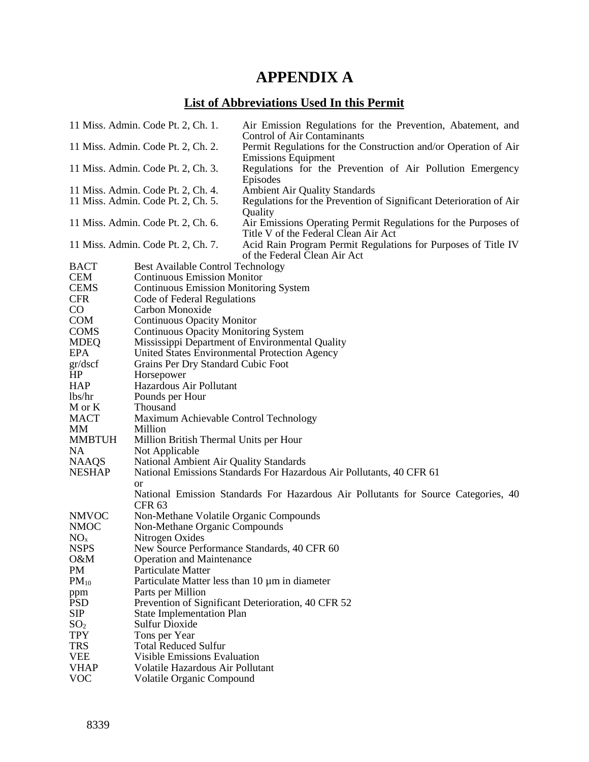# APPENDIX A

## List of Abbreviations Used In this Permit

| | |
|---|---|
| 11 Miss. Admin. Code Pt. 2, Ch. 1. | Air Emission Regulations for the Prevention, Abatement, and Control of Air Contaminants |
| 11 Miss. Admin. Code Pt. 2, Ch. 2. | Permit Regulations for the Construction and/or Operation of Air Emissions Equipment |
| 11 Miss. Admin. Code Pt. 2, Ch. 3. | Regulations for the Prevention of Air Pollution Emergency Episodes |
| 11 Miss. Admin. Code Pt. 2, Ch. 4. | Ambient Air Quality Standards |
| 11 Miss. Admin. Code Pt. 2, Ch. 5. | Regulations for the Prevention of Significant Deterioration of Air Quality |
| 11 Miss. Admin. Code Pt. 2, Ch. 6. | Air Emissions Operating Permit Regulations for the Purposes of Title V of the Federal Clean Air Act |
| 11 Miss. Admin. Code Pt. 2, Ch. 7. | Acid Rain Program Permit Regulations for Purposes of Title IV of the Federal Clean Air Act |

| | |
|---|---|
| BACT | Best Available Control Technology |
| CEM | Continuous Emission Monitor |
| CEMS | Continuous Emission Monitoring System |
| CFR | Code of Federal Regulations |
| CO | Carbon Monoxide |
| COM | Continuous Opacity Monitor |
| COMS | Continuous Opacity Monitoring System |
| MDEQ | Mississippi Department of Environmental Quality |
| EPA | United States Environmental Protection Agency |
| gr/dscf | Grains Per Dry Standard Cubic Foot |
| HP | Horsepower |
| HAP | Hazardous Air Pollutant |
| lbs/hr | Pounds per Hour |
| M or K | Thousand |
| MACT | Maximum Achievable Control Technology |
| MM | Million |
| MMBTUH | Million British Thermal Units per Hour |
| NA | Not Applicable |
| NAAQS | National Ambient Air Quality Standards |
| NESHAP | National Emissions Standards For Hazardous Air Pollutants, 40 CFR 61 or National Emission Standards For Hazardous Air Pollutants for Source Categories, 40 CFR 63 |
| NMVOC | Non-Methane Volatile Organic Compounds |
| NMOC | Non-Methane Organic Compounds |
| $NO_x$ | Nitrogen Oxides |
| NSPS | New Source Performance Standards, 40 CFR 60 |
| O&M | Operation and Maintenance |
| PM | Particulate Matter |
| $PM_{10}$ | Particulate Matter less than 10 µm in diameter |
| ppm | Parts per Million |
| PSD | Prevention of Significant Deterioration, 40 CFR 52 |
| SIP | State Implementation Plan |
| $SO_2$ | Sulfur Dioxide |
| TPY | Tons per Year |
| TRS | Total Reduced Sulfur |
| VEE | Visible Emissions Evaluation |
| VHAP | Volatile Hazardous Air Pollutant |
| VOC | Volatile Organic Compound |

8339